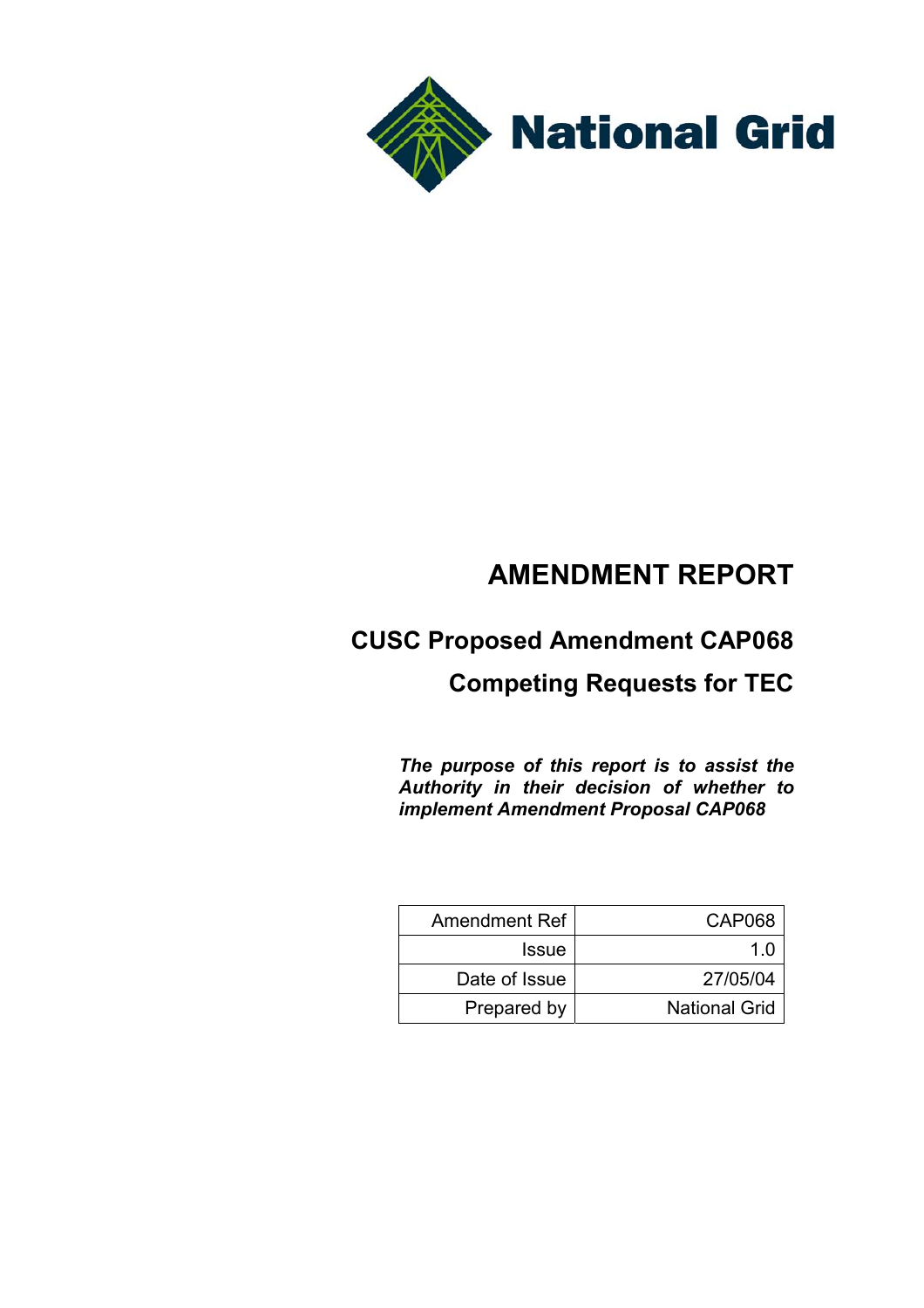National Grid

# AMENDMENT REPORT

## CUSC Proposed Amendment CAP068

## Competing Requests for TEC

***The purpose of this report is to assist the Authority in their decision of whether to implement Amendment Proposal CAP068***

| Amendment Ref | CAP068 |
|---|---|
| Issue | 1.0 |
| Date of Issue | 27/05/04 |
| Prepared by | National Grid |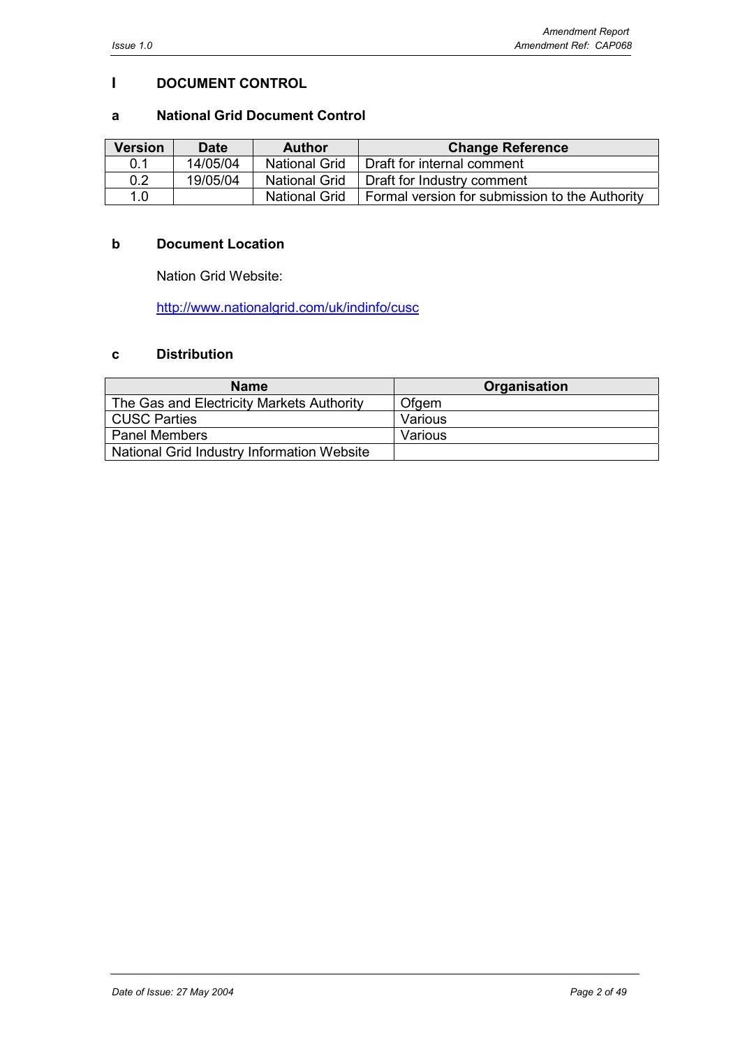## I DOCUMENT CONTROL

### a National Grid Document Control

| Version | Date | Author | Change Reference |
|---|---|---|---|
| 0.1 | 14/05/04 | National Grid | Draft for internal comment |
| 0.2 | 19/05/04 | National Grid | Draft for Industry comment |
| 1.0 | | National Grid | Formal version for submission to the Authority |

### b Document Location

Nation Grid Website:

http://www.nationalgrid.com/uk/indinfo/cusc

### c Distribution

| Name | Organisation |
|---|---|
| The Gas and Electricity Markets Authority | Ofgem |
| CUSC Parties | Various |
| Panel Members | Various |
| National Grid Industry Information Website | |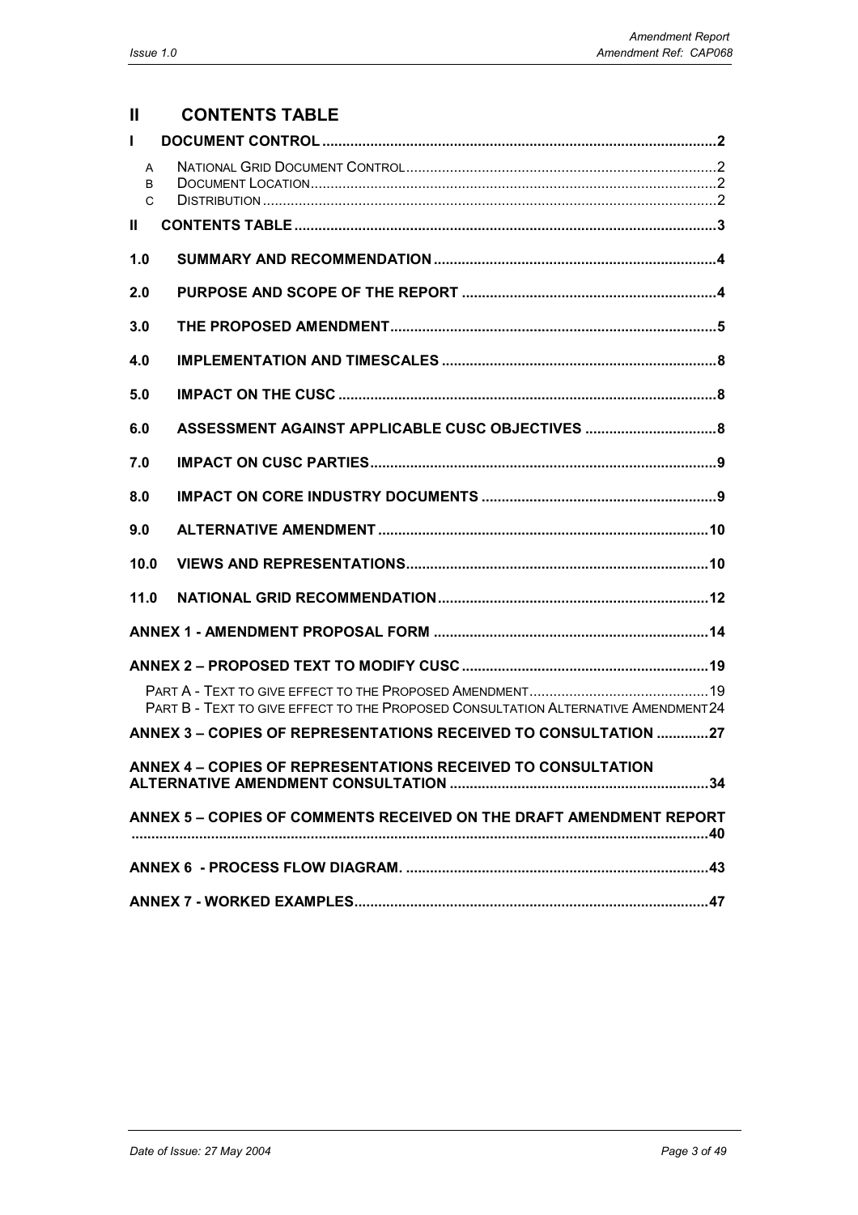# II CONTENTS TABLE

**I DOCUMENT CONTROL** .......... 2

- A NATIONAL GRID DOCUMENT CONTROL .......... 2
- B DOCUMENT LOCATION .......... 2
- C DISTRIBUTION .......... 2

**II CONTENTS TABLE** .......... 3

**1.0 SUMMARY AND RECOMMENDATION** .......... 4

**2.0 PURPOSE AND SCOPE OF THE REPORT** .......... 4

**3.0 THE PROPOSED AMENDMENT** .......... 5

**4.0 IMPLEMENTATION AND TIMESCALES** .......... 8

**5.0 IMPACT ON THE CUSC** .......... 8

**6.0 ASSESSMENT AGAINST APPLICABLE CUSC OBJECTIVES** .......... 8

**7.0 IMPACT ON CUSC PARTIES** .......... 9

**8.0 IMPACT ON CORE INDUSTRY DOCUMENTS** .......... 9

**9.0 ALTERNATIVE AMENDMENT** .......... 10

**10.0 VIEWS AND REPRESENTATIONS** .......... 10

**11.0 NATIONAL GRID RECOMMENDATION** .......... 12

**ANNEX 1 - AMENDMENT PROPOSAL FORM** .......... 14

**ANNEX 2 – PROPOSED TEXT TO MODIFY CUSC** .......... 19

- PART A - TEXT TO GIVE EFFECT TO THE PROPOSED AMENDMENT .......... 19
- PART B - TEXT TO GIVE EFFECT TO THE PROPOSED CONSULTATION ALTERNATIVE AMENDMENT .......... 24

**ANNEX 3 – COPIES OF REPRESENTATIONS RECEIVED TO CONSULTATION** .......... 27

**ANNEX 4 – COPIES OF REPRESENTATIONS RECEIVED TO CONSULTATION ALTERNATIVE AMENDMENT CONSULTATION** .......... 34

**ANNEX 5 – COPIES OF COMMENTS RECEIVED ON THE DRAFT AMENDMENT REPORT** .......... 40

**ANNEX 6 - PROCESS FLOW DIAGRAM.** .......... 43

**ANNEX 7 - WORKED EXAMPLES** .......... 47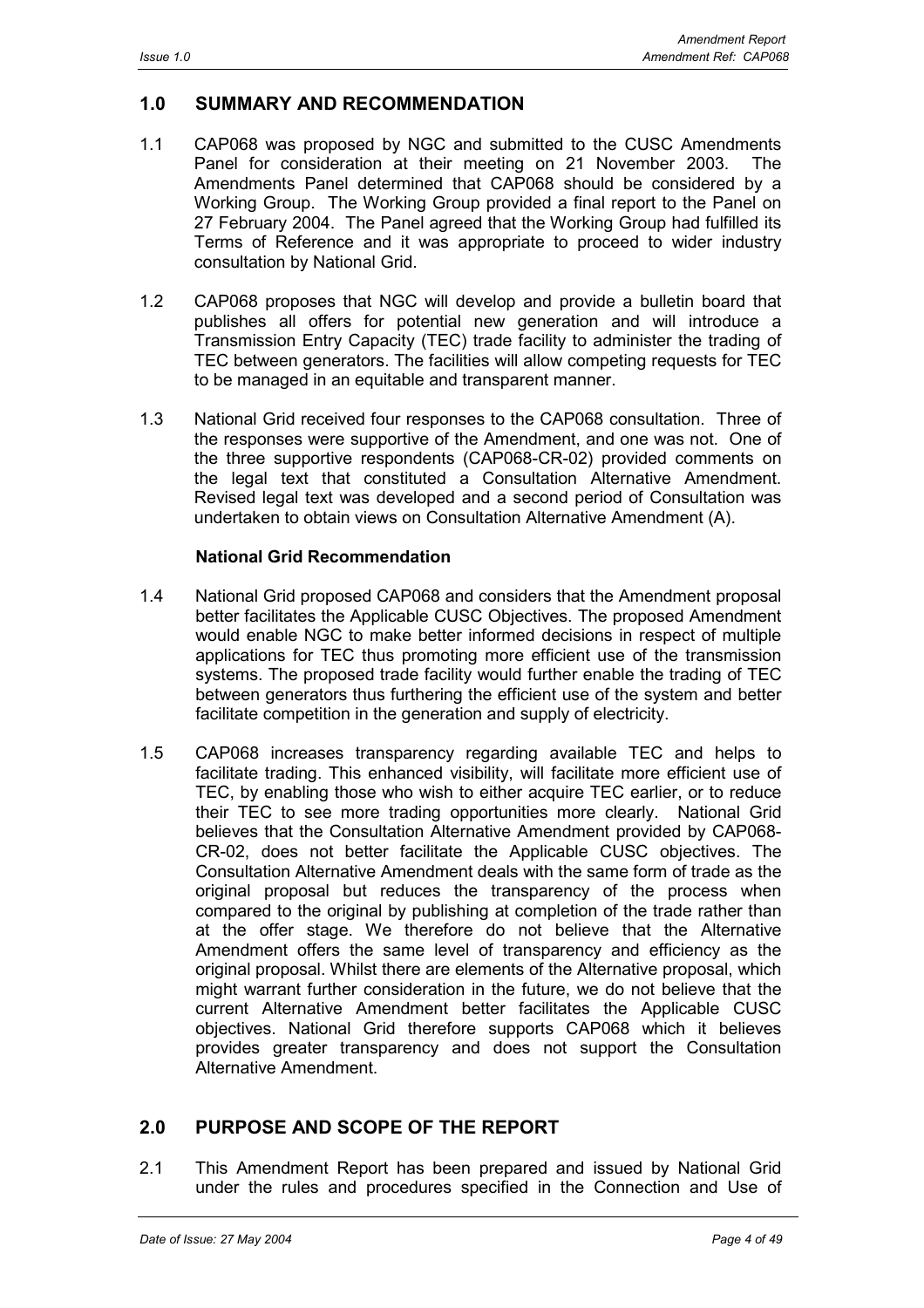## 1.0 SUMMARY AND RECOMMENDATION

1.1 CAP068 was proposed by NGC and submitted to the CUSC Amendments Panel for consideration at their meeting on 21 November 2003. The Amendments Panel determined that CAP068 should be considered by a Working Group. The Working Group provided a final report to the Panel on 27 February 2004. The Panel agreed that the Working Group had fulfilled its Terms of Reference and it was appropriate to proceed to wider industry consultation by National Grid.

1.2 CAP068 proposes that NGC will develop and provide a bulletin board that publishes all offers for potential new generation and will introduce a Transmission Entry Capacity (TEC) trade facility to administer the trading of TEC between generators. The facilities will allow competing requests for TEC to be managed in an equitable and transparent manner.

1.3 National Grid received four responses to the CAP068 consultation. Three of the responses were supportive of the Amendment, and one was not. One of the three supportive respondents (CAP068-CR-02) provided comments on the legal text that constituted a Consultation Alternative Amendment. Revised legal text was developed and a second period of Consultation was undertaken to obtain views on Consultation Alternative Amendment (A).

**National Grid Recommendation**

1.4 National Grid proposed CAP068 and considers that the Amendment proposal better facilitates the Applicable CUSC Objectives. The proposed Amendment would enable NGC to make better informed decisions in respect of multiple applications for TEC thus promoting more efficient use of the transmission systems. The proposed trade facility would further enable the trading of TEC between generators thus furthering the efficient use of the system and better facilitate competition in the generation and supply of electricity.

1.5 CAP068 increases transparency regarding available TEC and helps to facilitate trading. This enhanced visibility, will facilitate more efficient use of TEC, by enabling those who wish to either acquire TEC earlier, or to reduce their TEC to see more trading opportunities more clearly. National Grid believes that the Consultation Alternative Amendment provided by CAP068-CR-02, does not better facilitate the Applicable CUSC objectives. The Consultation Alternative Amendment deals with the same form of trade as the original proposal but reduces the transparency of the process when compared to the original by publishing at completion of the trade rather than at the offer stage. We therefore do not believe that the Alternative Amendment offers the same level of transparency and efficiency as the original proposal. Whilst there are elements of the Alternative proposal, which might warrant further consideration in the future, we do not believe that the current Alternative Amendment better facilitates the Applicable CUSC objectives. National Grid therefore supports CAP068 which it believes provides greater transparency and does not support the Consultation Alternative Amendment.

## 2.0 PURPOSE AND SCOPE OF THE REPORT

2.1 This Amendment Report has been prepared and issued by National Grid under the rules and procedures specified in the Connection and Use of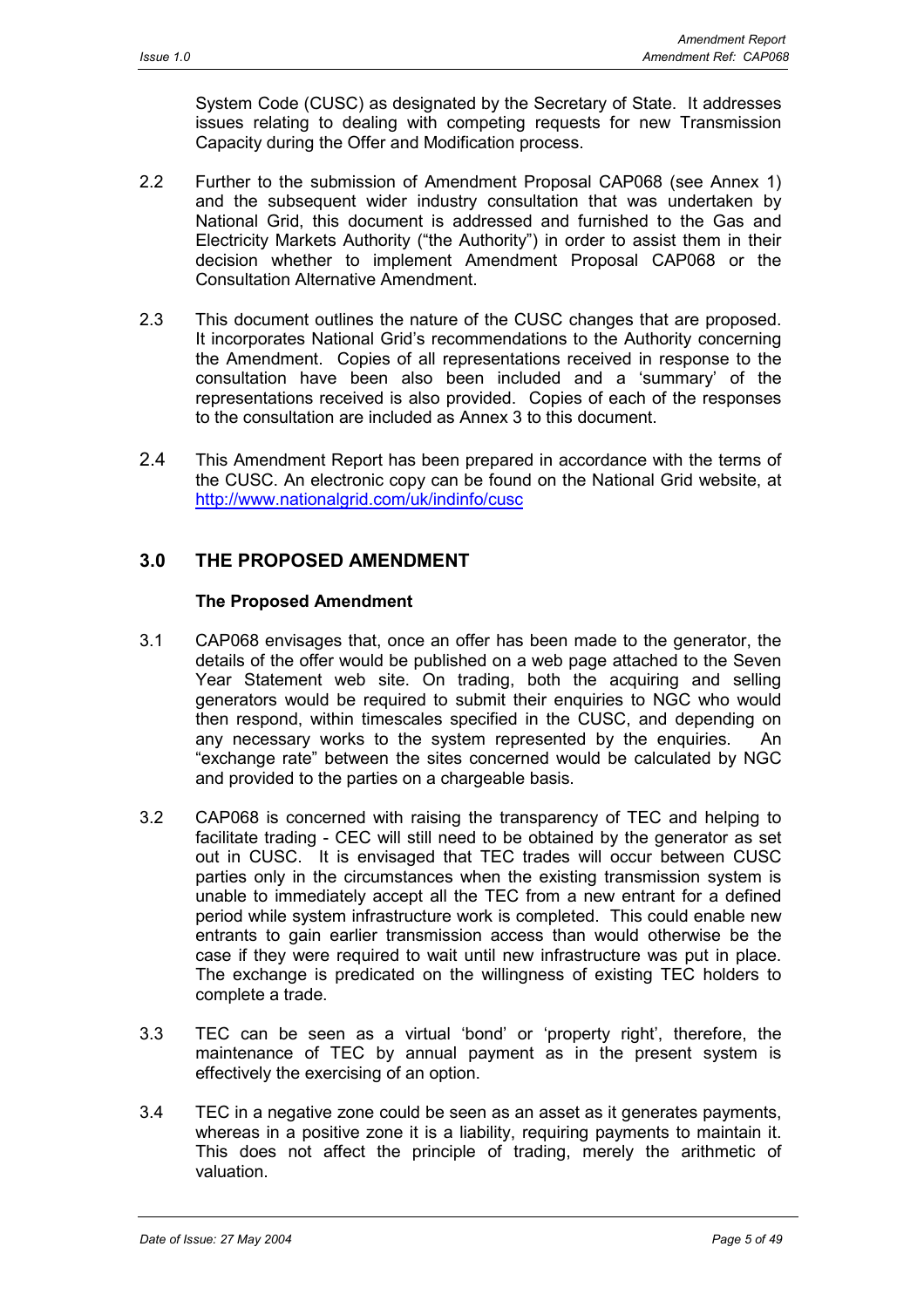System Code (CUSC) as designated by the Secretary of State. It addresses issues relating to dealing with competing requests for new Transmission Capacity during the Offer and Modification process.

2.2 Further to the submission of Amendment Proposal CAP068 (see Annex 1) and the subsequent wider industry consultation that was undertaken by National Grid, this document is addressed and furnished to the Gas and Electricity Markets Authority ("the Authority") in order to assist them in their decision whether to implement Amendment Proposal CAP068 or the Consultation Alternative Amendment.

2.3 This document outlines the nature of the CUSC changes that are proposed. It incorporates National Grid's recommendations to the Authority concerning the Amendment. Copies of all representations received in response to the consultation have been also been included and a 'summary' of the representations received is also provided. Copies of each of the responses to the consultation are included as Annex 3 to this document.

2.4 This Amendment Report has been prepared in accordance with the terms of the CUSC. An electronic copy can be found on the National Grid website, at http://www.nationalgrid.com/uk/indinfo/cusc

## 3.0 THE PROPOSED AMENDMENT

**The Proposed Amendment**

3.1 CAP068 envisages that, once an offer has been made to the generator, the details of the offer would be published on a web page attached to the Seven Year Statement web site. On trading, both the acquiring and selling generators would be required to submit their enquiries to NGC who would then respond, within timescales specified in the CUSC, and depending on any necessary works to the system represented by the enquiries. An "exchange rate" between the sites concerned would be calculated by NGC and provided to the parties on a chargeable basis.

3.2 CAP068 is concerned with raising the transparency of TEC and helping to facilitate trading - CEC will still need to be obtained by the generator as set out in CUSC. It is envisaged that TEC trades will occur between CUSC parties only in the circumstances when the existing transmission system is unable to immediately accept all the TEC from a new entrant for a defined period while system infrastructure work is completed. This could enable new entrants to gain earlier transmission access than would otherwise be the case if they were required to wait until new infrastructure was put in place. The exchange is predicated on the willingness of existing TEC holders to complete a trade.

3.3 TEC can be seen as a virtual 'bond' or 'property right', therefore, the maintenance of TEC by annual payment as in the present system is effectively the exercising of an option.

3.4 TEC in a negative zone could be seen as an asset as it generates payments, whereas in a positive zone it is a liability, requiring payments to maintain it. This does not affect the principle of trading, merely the arithmetic of valuation.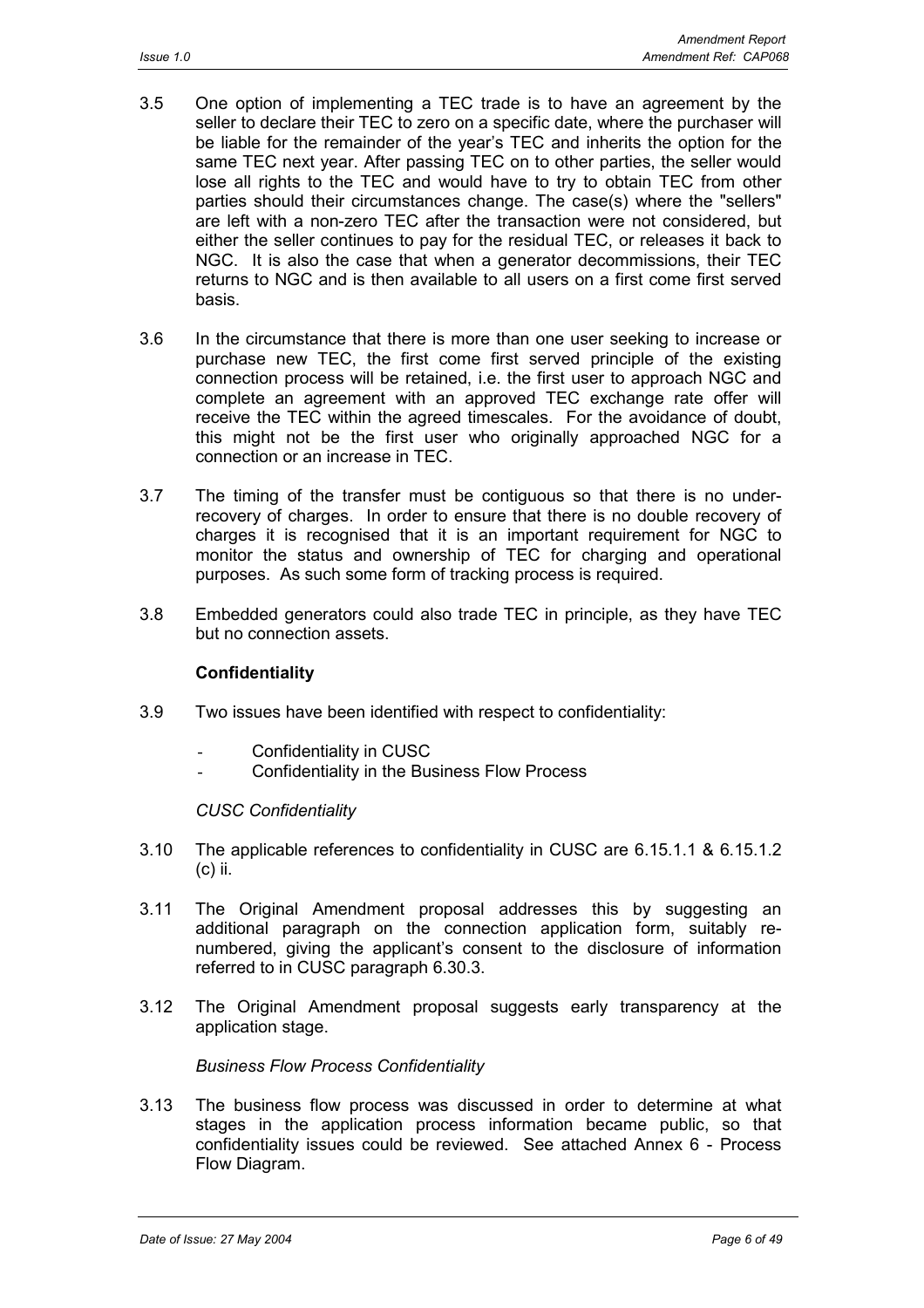3.5 One option of implementing a TEC trade is to have an agreement by the seller to declare their TEC to zero on a specific date, where the purchaser will be liable for the remainder of the year's TEC and inherits the option for the same TEC next year. After passing TEC on to other parties, the seller would lose all rights to the TEC and would have to try to obtain TEC from other parties should their circumstances change. The case(s) where the "sellers" are left with a non-zero TEC after the transaction were not considered, but either the seller continues to pay for the residual TEC, or releases it back to NGC. It is also the case that when a generator decommissions, their TEC returns to NGC and is then available to all users on a first come first served basis.

3.6 In the circumstance that there is more than one user seeking to increase or purchase new TEC, the first come first served principle of the existing connection process will be retained, i.e. the first user to approach NGC and complete an agreement with an approved TEC exchange rate offer will receive the TEC within the agreed timescales. For the avoidance of doubt, this might not be the first user who originally approached NGC for a connection or an increase in TEC.

3.7 The timing of the transfer must be contiguous so that there is no under-recovery of charges. In order to ensure that there is no double recovery of charges it is recognised that it is an important requirement for NGC to monitor the status and ownership of TEC for charging and operational purposes. As such some form of tracking process is required.

3.8 Embedded generators could also trade TEC in principle, as they have TEC but no connection assets.

**Confidentiality**

3.9 Two issues have been identified with respect to confidentiality:

- Confidentiality in CUSC
- Confidentiality in the Business Flow Process

*CUSC Confidentiality*

3.10 The applicable references to confidentiality in CUSC are 6.15.1.1 & 6.15.1.2 (c) ii.

3.11 The Original Amendment proposal addresses this by suggesting an additional paragraph on the connection application form, suitably re-numbered, giving the applicant's consent to the disclosure of information referred to in CUSC paragraph 6.30.3.

3.12 The Original Amendment proposal suggests early transparency at the application stage.

*Business Flow Process Confidentiality*

3.13 The business flow process was discussed in order to determine at what stages in the application process information became public, so that confidentiality issues could be reviewed. See attached Annex 6 - Process Flow Diagram.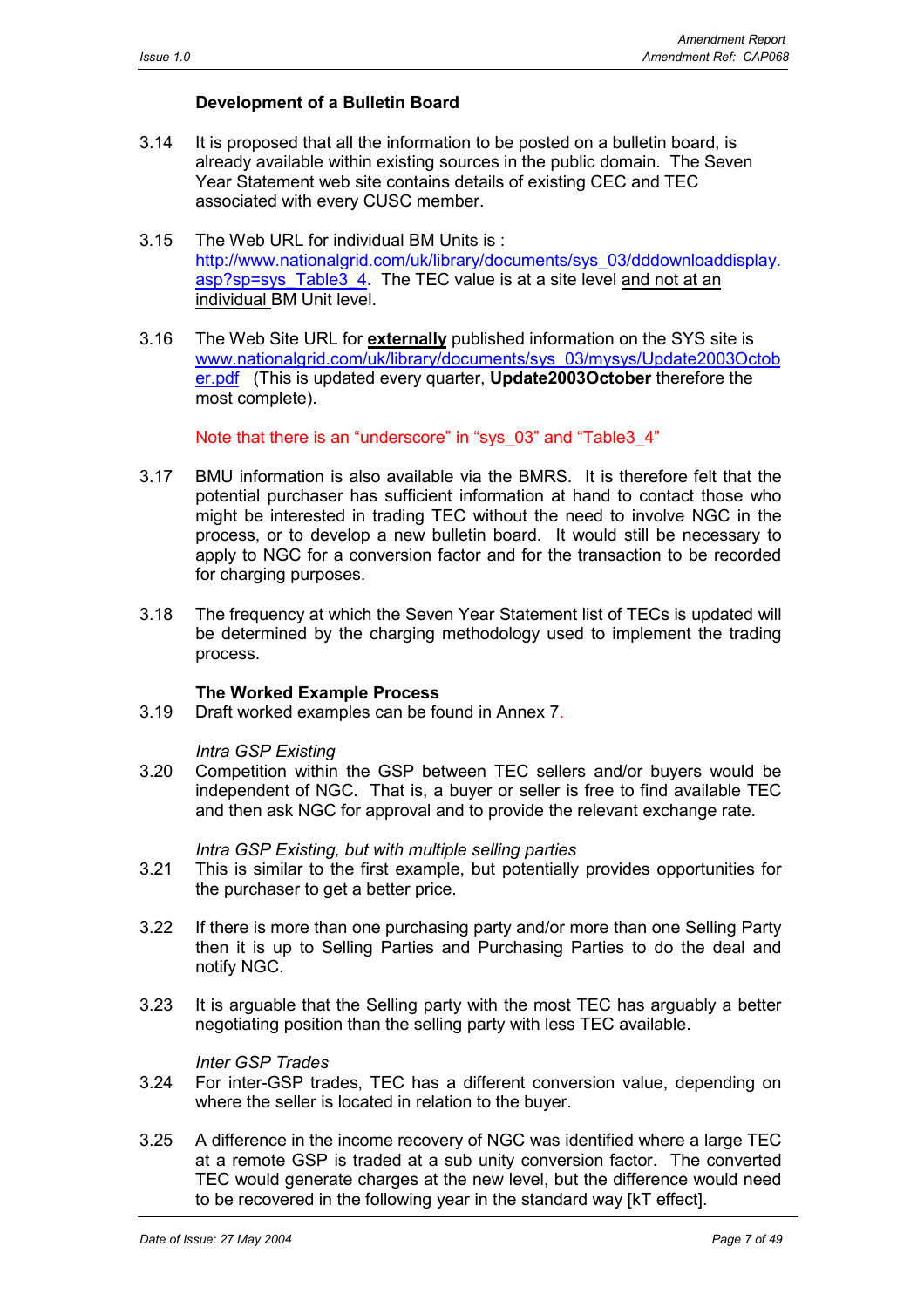### Development of a Bulletin Board

3.14 It is proposed that all the information to be posted on a bulletin board, is already available within existing sources in the public domain. The Seven Year Statement web site contains details of existing CEC and TEC associated with every CUSC member.

3.15 The Web URL for individual BM Units is : http://www.nationalgrid.com/uk/library/documents/sys_03/dddownloaddisplay.asp?sp=sys_Table3_4. The TEC value is at a site level and not at an individual BM Unit level.

3.16 The Web Site URL for **externally** published information on the SYS site is www.nationalgrid.com/uk/library/documents/sys_03/mysys/Update2003October.pdf (This is updated every quarter, **Update2003October** therefore the most complete).

Note that there is an "underscore" in "sys_03" and "Table3_4"

3.17 BMU information is also available via the BMRS. It is therefore felt that the potential purchaser has sufficient information at hand to contact those who might be interested in trading TEC without the need to involve NGC in the process, or to develop a new bulletin board. It would still be necessary to apply to NGC for a conversion factor and for the transaction to be recorded for charging purposes.

3.18 The frequency at which the Seven Year Statement list of TECs is updated will be determined by the charging methodology used to implement the trading process.

### The Worked Example Process

3.19 Draft worked examples can be found in Annex 7.

*Intra GSP Existing*

3.20 Competition within the GSP between TEC sellers and/or buyers would be independent of NGC. That is, a buyer or seller is free to find available TEC and then ask NGC for approval and to provide the relevant exchange rate.

*Intra GSP Existing, but with multiple selling parties*

3.21 This is similar to the first example, but potentially provides opportunities for the purchaser to get a better price.

3.22 If there is more than one purchasing party and/or more than one Selling Party then it is up to Selling Parties and Purchasing Parties to do the deal and notify NGC.

3.23 It is arguable that the Selling party with the most TEC has arguably a better negotiating position than the selling party with less TEC available.

*Inter GSP Trades*

3.24 For inter-GSP trades, TEC has a different conversion value, depending on where the seller is located in relation to the buyer.

3.25 A difference in the income recovery of NGC was identified where a large TEC at a remote GSP is traded at a sub unity conversion factor. The converted TEC would generate charges at the new level, but the difference would need to be recovered in the following year in the standard way [kT effect].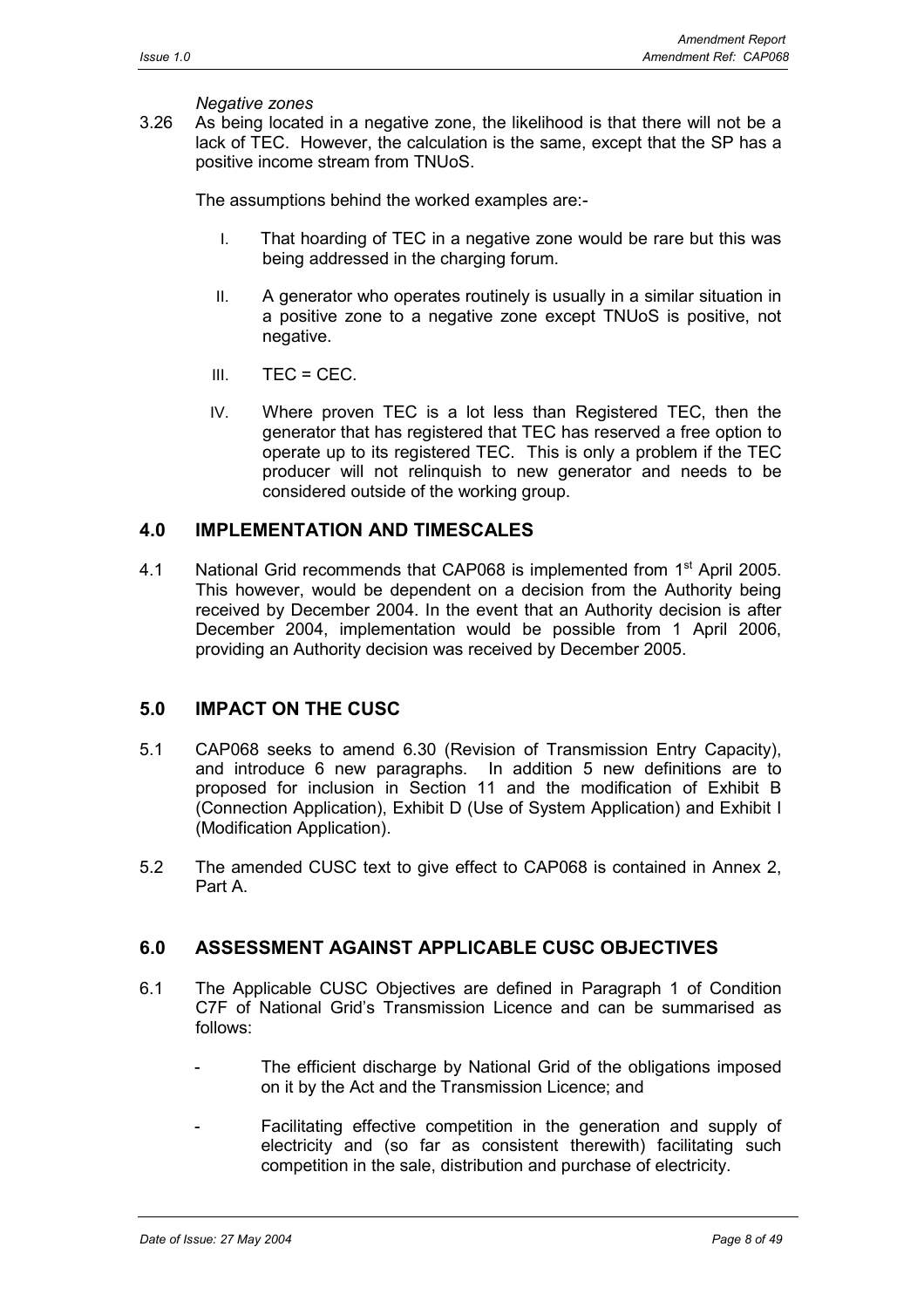*Negative zones*

3.26 As being located in a negative zone, the likelihood is that there will not be a lack of TEC. However, the calculation is the same, except that the SP has a positive income stream from TNUoS.

The assumptions behind the worked examples are:-

I. That hoarding of TEC in a negative zone would be rare but this was being addressed in the charging forum.

II. A generator who operates routinely is usually in a similar situation in a positive zone to a negative zone except TNUoS is positive, not negative.

III. TEC = CEC.

IV. Where proven TEC is a lot less than Registered TEC, then the generator that has registered that TEC has reserved a free option to operate up to its registered TEC. This is only a problem if the TEC producer will not relinquish to new generator and needs to be considered outside of the working group.

## 4.0 IMPLEMENTATION AND TIMESCALES

4.1 National Grid recommends that CAP068 is implemented from 1st April 2005. This however, would be dependent on a decision from the Authority being received by December 2004. In the event that an Authority decision is after December 2004, implementation would be possible from 1 April 2006, providing an Authority decision was received by December 2005.

## 5.0 IMPACT ON THE CUSC

5.1 CAP068 seeks to amend 6.30 (Revision of Transmission Entry Capacity), and introduce 6 new paragraphs. In addition 5 new definitions are to proposed for inclusion in Section 11 and the modification of Exhibit B (Connection Application), Exhibit D (Use of System Application) and Exhibit I (Modification Application).

5.2 The amended CUSC text to give effect to CAP068 is contained in Annex 2, Part A.

## 6.0 ASSESSMENT AGAINST APPLICABLE CUSC OBJECTIVES

6.1 The Applicable CUSC Objectives are defined in Paragraph 1 of Condition C7F of National Grid's Transmission Licence and can be summarised as follows:

- The efficient discharge by National Grid of the obligations imposed on it by the Act and the Transmission Licence; and
- Facilitating effective competition in the generation and supply of electricity and (so far as consistent therewith) facilitating such competition in the sale, distribution and purchase of electricity.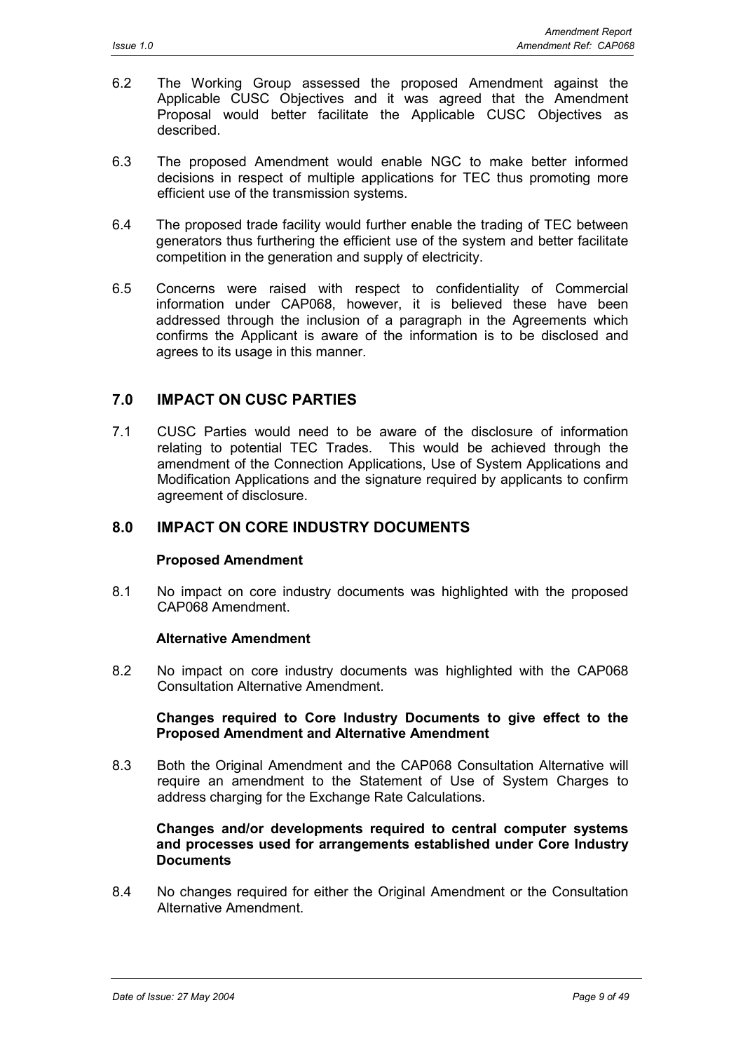6.2 The Working Group assessed the proposed Amendment against the Applicable CUSC Objectives and it was agreed that the Amendment Proposal would better facilitate the Applicable CUSC Objectives as described.

6.3 The proposed Amendment would enable NGC to make better informed decisions in respect of multiple applications for TEC thus promoting more efficient use of the transmission systems.

6.4 The proposed trade facility would further enable the trading of TEC between generators thus furthering the efficient use of the system and better facilitate competition in the generation and supply of electricity.

6.5 Concerns were raised with respect to confidentiality of Commercial information under CAP068, however, it is believed these have been addressed through the inclusion of a paragraph in the Agreements which confirms the Applicant is aware of the information is to be disclosed and agrees to its usage in this manner.

## 7.0 IMPACT ON CUSC PARTIES

7.1 CUSC Parties would need to be aware of the disclosure of information relating to potential TEC Trades. This would be achieved through the amendment of the Connection Applications, Use of System Applications and Modification Applications and the signature required by applicants to confirm agreement of disclosure.

## 8.0 IMPACT ON CORE INDUSTRY DOCUMENTS

**Proposed Amendment**

8.1 No impact on core industry documents was highlighted with the proposed CAP068 Amendment.

**Alternative Amendment**

8.2 No impact on core industry documents was highlighted with the CAP068 Consultation Alternative Amendment.

**Changes required to Core Industry Documents to give effect to the Proposed Amendment and Alternative Amendment**

8.3 Both the Original Amendment and the CAP068 Consultation Alternative will require an amendment to the Statement of Use of System Charges to address charging for the Exchange Rate Calculations.

**Changes and/or developments required to central computer systems and processes used for arrangements established under Core Industry Documents**

8.4 No changes required for either the Original Amendment or the Consultation Alternative Amendment.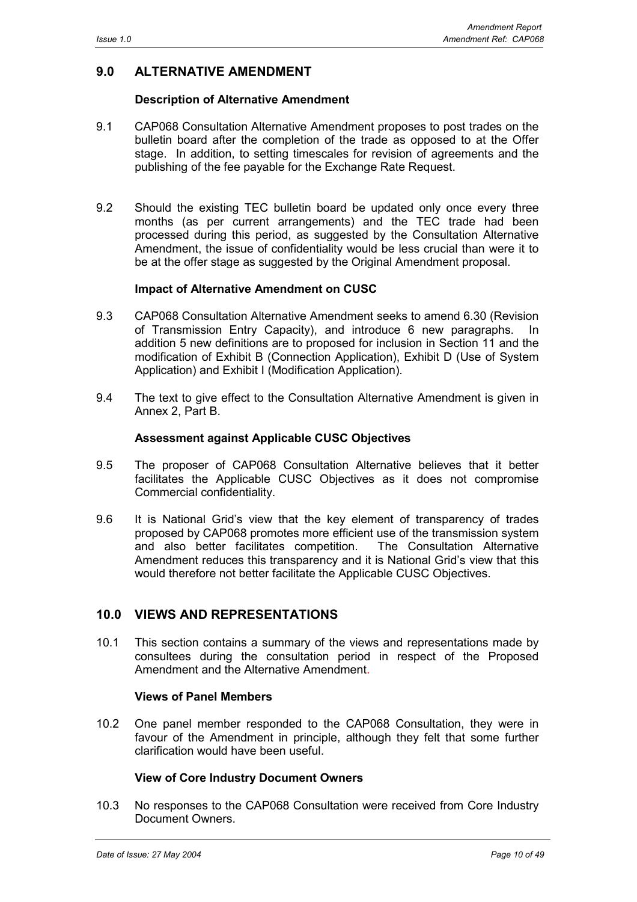## 9.0 ALTERNATIVE AMENDMENT

### Description of Alternative Amendment

9.1 CAP068 Consultation Alternative Amendment proposes to post trades on the bulletin board after the completion of the trade as opposed to at the Offer stage. In addition, to setting timescales for revision of agreements and the publishing of the fee payable for the Exchange Rate Request.

9.2 Should the existing TEC bulletin board be updated only once every three months (as per current arrangements) and the TEC trade had been processed during this period, as suggested by the Consultation Alternative Amendment, the issue of confidentiality would be less crucial than were it to be at the offer stage as suggested by the Original Amendment proposal.

### Impact of Alternative Amendment on CUSC

9.3 CAP068 Consultation Alternative Amendment seeks to amend 6.30 (Revision of Transmission Entry Capacity), and introduce 6 new paragraphs. In addition 5 new definitions are to proposed for inclusion in Section 11 and the modification of Exhibit B (Connection Application), Exhibit D (Use of System Application) and Exhibit I (Modification Application).

9.4 The text to give effect to the Consultation Alternative Amendment is given in Annex 2, Part B.

### Assessment against Applicable CUSC Objectives

9.5 The proposer of CAP068 Consultation Alternative believes that it better facilitates the Applicable CUSC Objectives as it does not compromise Commercial confidentiality.

9.6 It is National Grid's view that the key element of transparency of trades proposed by CAP068 promotes more efficient use of the transmission system and also better facilitates competition. The Consultation Alternative Amendment reduces this transparency and it is National Grid's view that this would therefore not better facilitate the Applicable CUSC Objectives.

## 10.0 VIEWS AND REPRESENTATIONS

10.1 This section contains a summary of the views and representations made by consultees during the consultation period in respect of the Proposed Amendment and the Alternative Amendment.

### Views of Panel Members

10.2 One panel member responded to the CAP068 Consultation, they were in favour of the Amendment in principle, although they felt that some further clarification would have been useful.

### View of Core Industry Document Owners

10.3 No responses to the CAP068 Consultation were received from Core Industry Document Owners.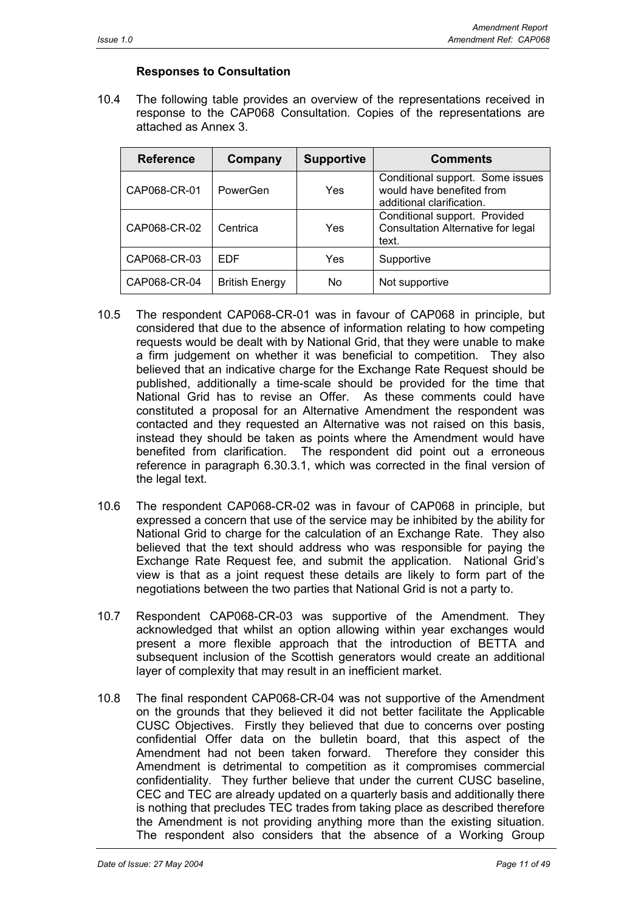### Responses to Consultation

10.4 The following table provides an overview of the representations received in response to the CAP068 Consultation. Copies of the representations are attached as Annex 3.

| Reference | Company | Supportive | Comments |
|---|---|---|---|
| CAP068-CR-01 | PowerGen | Yes | Conditional support. Some issues would have benefited from additional clarification. |
| CAP068-CR-02 | Centrica | Yes | Conditional support. Provided Consultation Alternative for legal text. |
| CAP068-CR-03 | EDF | Yes | Supportive |
| CAP068-CR-04 | British Energy | No | Not supportive |

10.5 The respondent CAP068-CR-01 was in favour of CAP068 in principle, but considered that due to the absence of information relating to how competing requests would be dealt with by National Grid, that they were unable to make a firm judgement on whether it was beneficial to competition. They also believed that an indicative charge for the Exchange Rate Request should be published, additionally a time-scale should be provided for the time that National Grid has to revise an Offer. As these comments could have constituted a proposal for an Alternative Amendment the respondent was contacted and they requested an Alternative was not raised on this basis, instead they should be taken as points where the Amendment would have benefited from clarification. The respondent did point out a erroneous reference in paragraph 6.30.3.1, which was corrected in the final version of the legal text.

10.6 The respondent CAP068-CR-02 was in favour of CAP068 in principle, but expressed a concern that use of the service may be inhibited by the ability for National Grid to charge for the calculation of an Exchange Rate. They also believed that the text should address who was responsible for paying the Exchange Rate Request fee, and submit the application. National Grid's view is that as a joint request these details are likely to form part of the negotiations between the two parties that National Grid is not a party to.

10.7 Respondent CAP068-CR-03 was supportive of the Amendment. They acknowledged that whilst an option allowing within year exchanges would present a more flexible approach that the introduction of BETTA and subsequent inclusion of the Scottish generators would create an additional layer of complexity that may result in an inefficient market.

10.8 The final respondent CAP068-CR-04 was not supportive of the Amendment on the grounds that they believed it did not better facilitate the Applicable CUSC Objectives. Firstly they believed that due to concerns over posting confidential Offer data on the bulletin board, that this aspect of the Amendment had not been taken forward. Therefore they consider this Amendment is detrimental to competition as it compromises commercial confidentiality. They further believe that under the current CUSC baseline, CEC and TEC are already updated on a quarterly basis and additionally there is nothing that precludes TEC trades from taking place as described therefore the Amendment is not providing anything more than the existing situation. The respondent also considers that the absence of a Working Group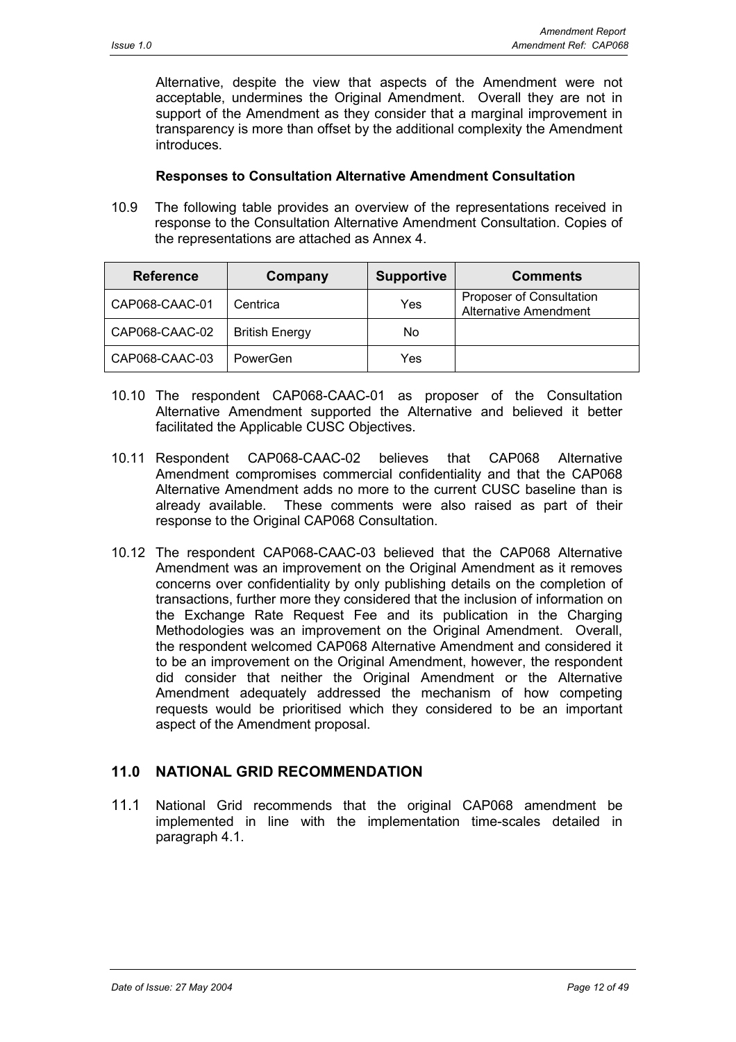Alternative, despite the view that aspects of the Amendment were not acceptable, undermines the Original Amendment. Overall they are not in support of the Amendment as they consider that a marginal improvement in transparency is more than offset by the additional complexity the Amendment introduces.

**Responses to Consultation Alternative Amendment Consultation**

10.9 The following table provides an overview of the representations received in response to the Consultation Alternative Amendment Consultation. Copies of the representations are attached as Annex 4.

| Reference | Company | Supportive | Comments |
|---|---|---|---|
| CAP068-CAAC-01 | Centrica | Yes | Proposer of Consultation Alternative Amendment |
| CAP068-CAAC-02 | British Energy | No | |
| CAP068-CAAC-03 | PowerGen | Yes | |

10.10 The respondent CAP068-CAAC-01 as proposer of the Consultation Alternative Amendment supported the Alternative and believed it better facilitated the Applicable CUSC Objectives.

10.11 Respondent CAP068-CAAC-02 believes that CAP068 Alternative Amendment compromises commercial confidentiality and that the CAP068 Alternative Amendment adds no more to the current CUSC baseline than is already available. These comments were also raised as part of their response to the Original CAP068 Consultation.

10.12 The respondent CAP068-CAAC-03 believed that the CAP068 Alternative Amendment was an improvement on the Original Amendment as it removes concerns over confidentiality by only publishing details on the completion of transactions, further more they considered that the inclusion of information on the Exchange Rate Request Fee and its publication in the Charging Methodologies was an improvement on the Original Amendment. Overall, the respondent welcomed CAP068 Alternative Amendment and considered it to be an improvement on the Original Amendment, however, the respondent did consider that neither the Original Amendment or the Alternative Amendment adequately addressed the mechanism of how competing requests would be prioritised which they considered to be an important aspect of the Amendment proposal.

## 11.0 NATIONAL GRID RECOMMENDATION

11.1 National Grid recommends that the original CAP068 amendment be implemented in line with the implementation time-scales detailed in paragraph 4.1.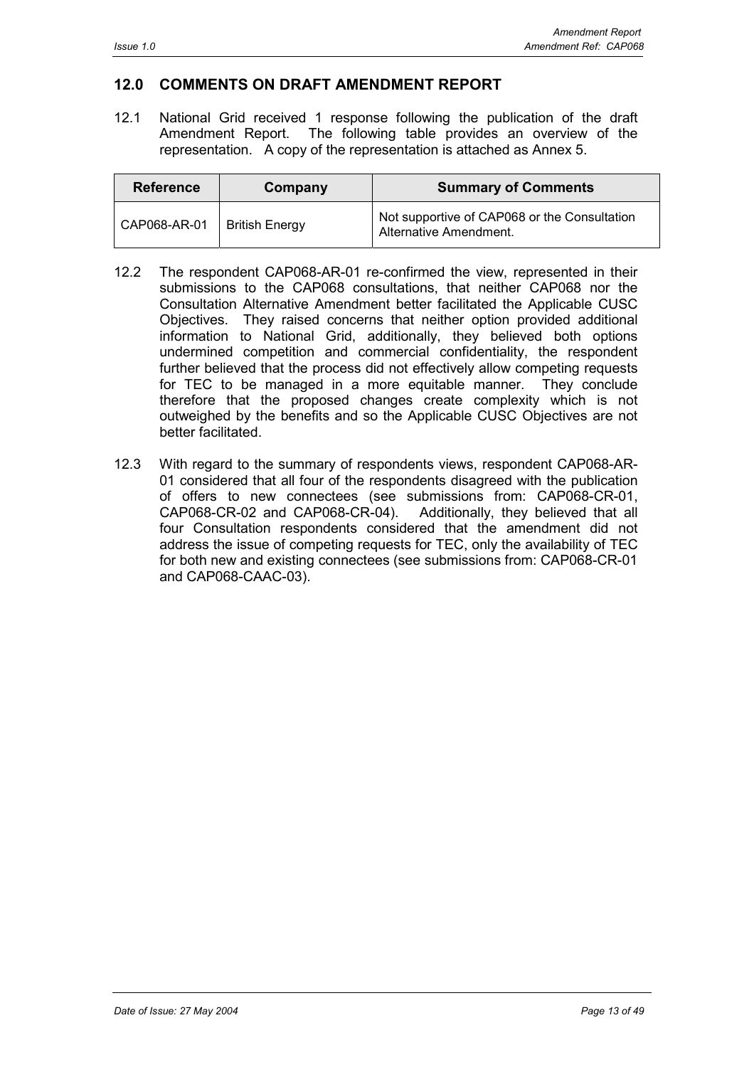## 12.0 COMMENTS ON DRAFT AMENDMENT REPORT

12.1 National Grid received 1 response following the publication of the draft Amendment Report. The following table provides an overview of the representation. A copy of the representation is attached as Annex 5.

| Reference | Company | Summary of Comments |
| --- | --- | --- |
| CAP068-AR-01 | British Energy | Not supportive of CAP068 or the Consultation Alternative Amendment. |

12.2 The respondent CAP068-AR-01 re-confirmed the view, represented in their submissions to the CAP068 consultations, that neither CAP068 nor the Consultation Alternative Amendment better facilitated the Applicable CUSC Objectives. They raised concerns that neither option provided additional information to National Grid, additionally, they believed both options undermined competition and commercial confidentiality, the respondent further believed that the process did not effectively allow competing requests for TEC to be managed in a more equitable manner. They conclude therefore that the proposed changes create complexity which is not outweighed by the benefits and so the Applicable CUSC Objectives are not better facilitated.

12.3 With regard to the summary of respondents views, respondent CAP068-AR-01 considered that all four of the respondents disagreed with the publication of offers to new connectees (see submissions from: CAP068-CR-01, CAP068-CR-02 and CAP068-CR-04). Additionally, they believed that all four Consultation respondents considered that the amendment did not address the issue of competing requests for TEC, only the availability of TEC for both new and existing connectees (see submissions from: CAP068-CR-01 and CAP068-CAAC-03).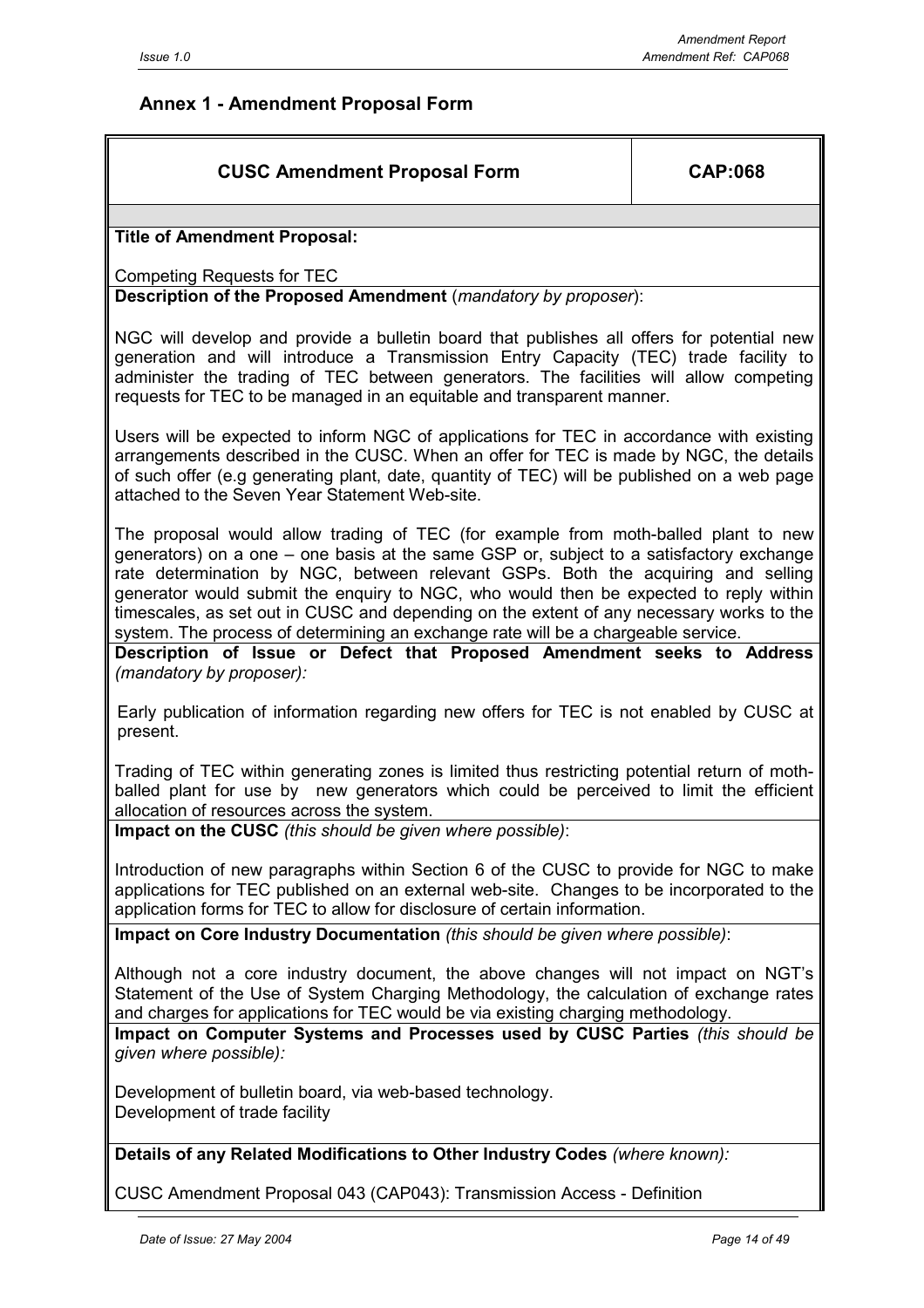## Annex 1 - Amendment Proposal Form

| CUSC Amendment Proposal Form | CAP:068 |
|---|---|

**Title of Amendment Proposal:**

Competing Requests for TEC

**Description of the Proposed Amendment** (*mandatory by proposer*):

NGC will develop and provide a bulletin board that publishes all offers for potential new generation and will introduce a Transmission Entry Capacity (TEC) trade facility to administer the trading of TEC between generators. The facilities will allow competing requests for TEC to be managed in an equitable and transparent manner.

Users will be expected to inform NGC of applications for TEC in accordance with existing arrangements described in the CUSC. When an offer for TEC is made by NGC, the details of such offer (e.g generating plant, date, quantity of TEC) will be published on a web page attached to the Seven Year Statement Web-site.

The proposal would allow trading of TEC (for example from moth-balled plant to new generators) on a one – one basis at the same GSP or, subject to a satisfactory exchange rate determination by NGC, between relevant GSPs. Both the acquiring and selling generator would submit the enquiry to NGC, who would then be expected to reply within timescales, as set out in CUSC and depending on the extent of any necessary works to the system. The process of determining an exchange rate will be a chargeable service.

**Description of Issue or Defect that Proposed Amendment seeks to Address** *(mandatory by proposer):*

Early publication of information regarding new offers for TEC is not enabled by CUSC at present.

Trading of TEC within generating zones is limited thus restricting potential return of moth-balled plant for use by new generators which could be perceived to limit the efficient allocation of resources across the system.

**Impact on the CUSC** *(this should be given where possible)*:

Introduction of new paragraphs within Section 6 of the CUSC to provide for NGC to make applications for TEC published on an external web-site. Changes to be incorporated to the application forms for TEC to allow for disclosure of certain information.

**Impact on Core Industry Documentation** *(this should be given where possible)*:

Although not a core industry document, the above changes will not impact on NGT's Statement of the Use of System Charging Methodology, the calculation of exchange rates and charges for applications for TEC would be via existing charging methodology.

**Impact on Computer Systems and Processes used by CUSC Parties** *(this should be given where possible):*

Development of bulletin board, via web-based technology.
Development of trade facility

**Details of any Related Modifications to Other Industry Codes** *(where known):*

CUSC Amendment Proposal 043 (CAP043): Transmission Access - Definition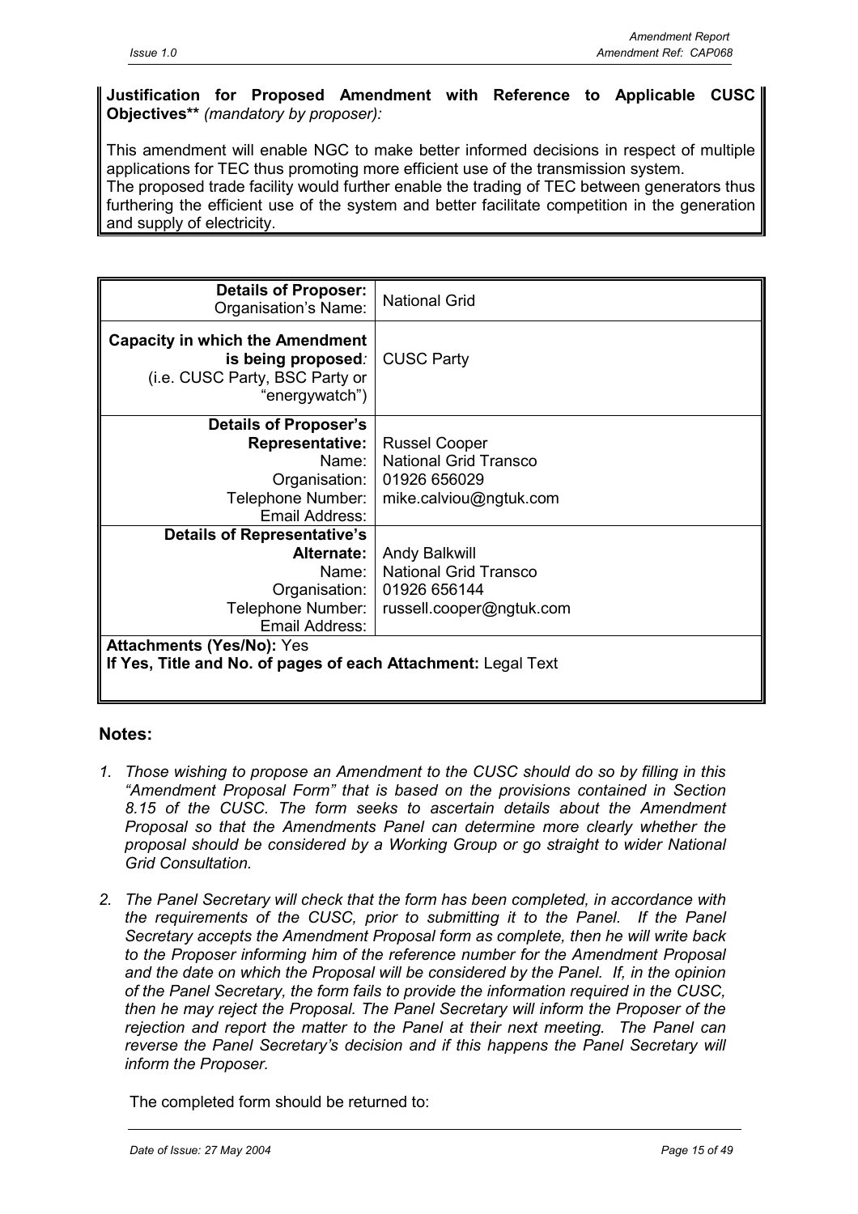**Justification for Proposed Amendment with Reference to Applicable CUSC Objectives**** *(mandatory by proposer):*

This amendment will enable NGC to make better informed decisions in respect of multiple applications for TEC thus promoting more efficient use of the transmission system.
The proposed trade facility would further enable the trading of TEC between generators thus furthering the efficient use of the system and better facilitate competition in the generation and supply of electricity.

| **Details of Proposer:** Organisation's Name: | National Grid |
|---|---|
| **Capacity in which the Amendment is being proposed***:* (i.e. CUSC Party, BSC Party or "energywatch") | CUSC Party |
| **Details of Proposer's Representative:** Name: Organisation: Telephone Number: Email Address: | Russel Cooper National Grid Transco 01926 656029 mike.calviou@ngtuk.com |
| **Details of Representative's Alternate:** Name: Organisation: Telephone Number: Email Address: | Andy Balkwill National Grid Transco 01926 656144 russell.cooper@ngtuk.com |
| **Attachments (Yes/No):** Yes **If Yes, Title and No. of pages of each Attachment:** Legal Text | |

## Notes:

1. *Those wishing to propose an Amendment to the CUSC should do so by filling in this "Amendment Proposal Form" that is based on the provisions contained in Section 8.15 of the CUSC. The form seeks to ascertain details about the Amendment Proposal so that the Amendments Panel can determine more clearly whether the proposal should be considered by a Working Group or go straight to wider National Grid Consultation.*

2. *The Panel Secretary will check that the form has been completed, in accordance with the requirements of the CUSC, prior to submitting it to the Panel. If the Panel Secretary accepts the Amendment Proposal form as complete, then he will write back to the Proposer informing him of the reference number for the Amendment Proposal and the date on which the Proposal will be considered by the Panel. If, in the opinion of the Panel Secretary, the form fails to provide the information required in the CUSC, then he may reject the Proposal. The Panel Secretary will inform the Proposer of the rejection and report the matter to the Panel at their next meeting. The Panel can reverse the Panel Secretary's decision and if this happens the Panel Secretary will inform the Proposer.*

   The completed form should be returned to: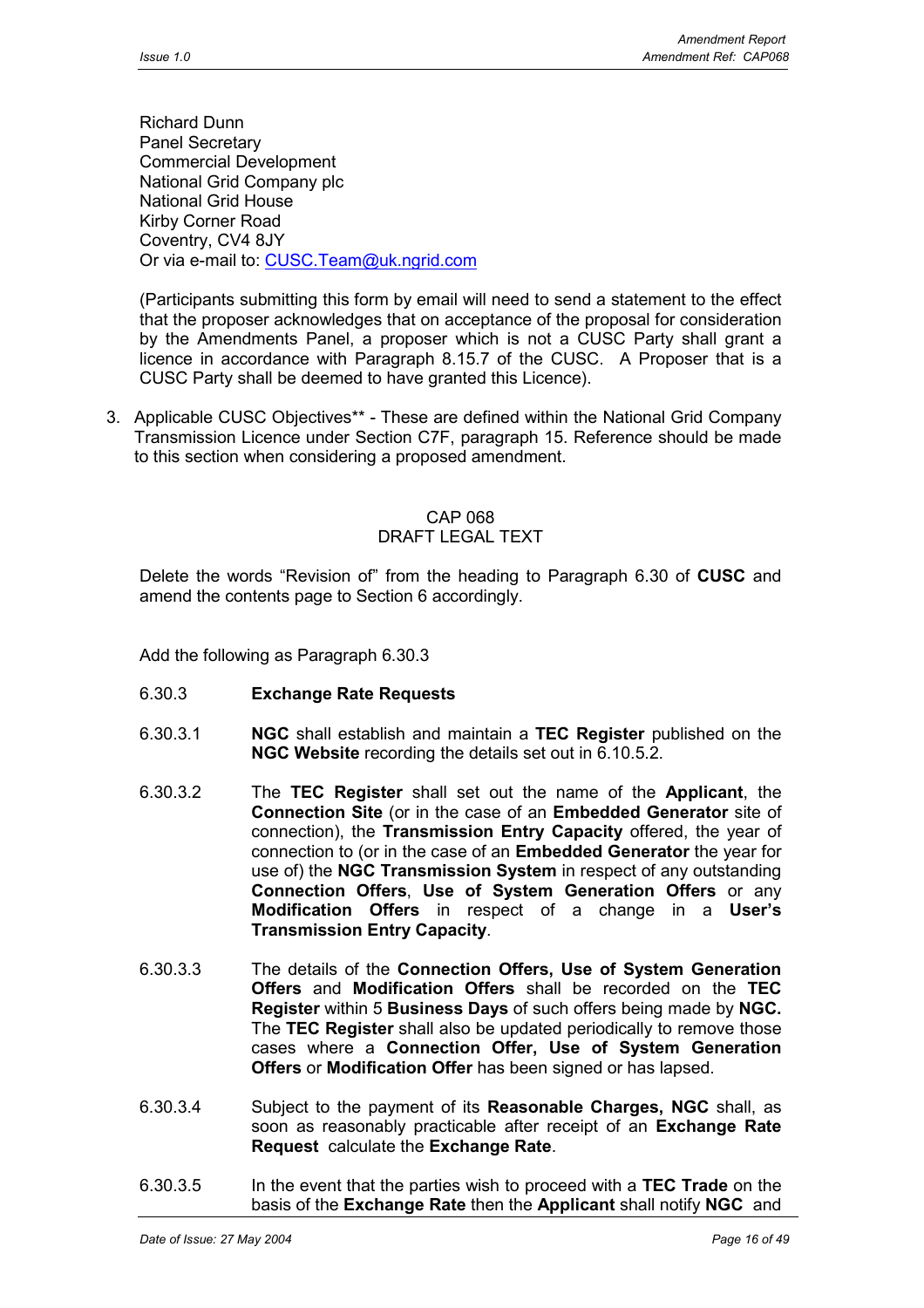Richard Dunn
Panel Secretary
Commercial Development
National Grid Company plc
National Grid House
Kirby Corner Road
Coventry, CV4 8JY
Or via e-mail to: CUSC.Team@uk.ngrid.com

(Participants submitting this form by email will need to send a statement to the effect that the proposer acknowledges that on acceptance of the proposal for consideration by the Amendments Panel, a proposer which is not a CUSC Party shall grant a licence in accordance with Paragraph 8.15.7 of the CUSC. A Proposer that is a CUSC Party shall be deemed to have granted this Licence).

3. Applicable CUSC Objectives** - These are defined within the National Grid Company Transmission Licence under Section C7F, paragraph 15. Reference should be made to this section when considering a proposed amendment.

CAP 068
DRAFT LEGAL TEXT

Delete the words "Revision of" from the heading to Paragraph 6.30 of **CUSC** and amend the contents page to Section 6 accordingly.

Add the following as Paragraph 6.30.3

6.30.3 **Exchange Rate Requests**

6.30.3.1 **NGC** shall establish and maintain a **TEC Register** published on the **NGC Website** recording the details set out in 6.10.5.2.

6.30.3.2 The **TEC Register** shall set out the name of the **Applicant**, the **Connection Site** (or in the case of an **Embedded Generator** site of connection), the **Transmission Entry Capacity** offered, the year of connection to (or in the case of an **Embedded Generator** the year for use of) the **NGC Transmission System** in respect of any outstanding **Connection Offers**, **Use of System Generation Offers** or any **Modification Offers** in respect of a change in a **User's Transmission Entry Capacity**.

6.30.3.3 The details of the **Connection Offers, Use of System Generation Offers** and **Modification Offers** shall be recorded on the **TEC Register** within 5 **Business Days** of such offers being made by **NGC.** The **TEC Register** shall also be updated periodically to remove those cases where a **Connection Offer, Use of System Generation Offers** or **Modification Offer** has been signed or has lapsed.

6.30.3.4 Subject to the payment of its **Reasonable Charges, NGC** shall, as soon as reasonably practicable after receipt of an **Exchange Rate Request** calculate the **Exchange Rate**.

6.30.3.5 In the event that the parties wish to proceed with a **TEC Trade** on the basis of the **Exchange Rate** then the **Applicant** shall notify **NGC** and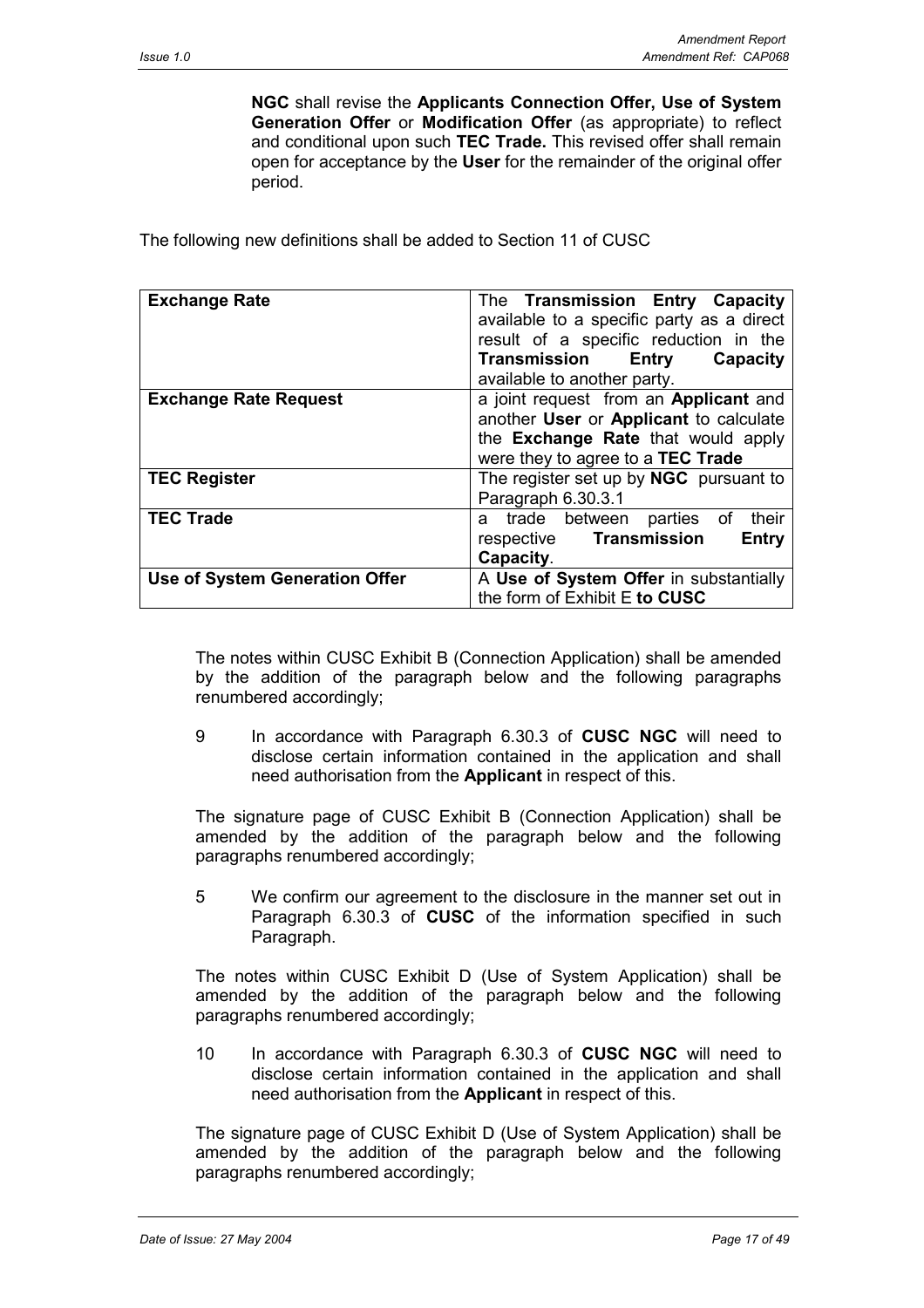**NGC** shall revise the **Applicants Connection Offer, Use of System Generation Offer** or **Modification Offer** (as appropriate) to reflect and conditional upon such **TEC Trade.** This revised offer shall remain open for acceptance by the **User** for the remainder of the original offer period.

The following new definitions shall be added to Section 11 of CUSC

| | |
|---|---|
| **Exchange Rate** | The **Transmission Entry Capacity** available to a specific party as a direct result of a specific reduction in the **Transmission Entry Capacity** available to another party. |
| **Exchange Rate Request** | a joint request from an **Applicant** and another **User** or **Applicant** to calculate the **Exchange Rate** that would apply were they to agree to a **TEC Trade** |
| **TEC Register** | The register set up by **NGC** pursuant to Paragraph 6.30.3.1 |
| **TEC Trade** | a trade between parties of their respective **Transmission Entry Capacity**. |
| **Use of System Generation Offer** | A **Use of System Offer** in substantially the form of Exhibit E **to CUSC** |

The notes within CUSC Exhibit B (Connection Application) shall be amended by the addition of the paragraph below and the following paragraphs renumbered accordingly;

9 In accordance with Paragraph 6.30.3 of **CUSC NGC** will need to disclose certain information contained in the application and shall need authorisation from the **Applicant** in respect of this.

The signature page of CUSC Exhibit B (Connection Application) shall be amended by the addition of the paragraph below and the following paragraphs renumbered accordingly;

5 We confirm our agreement to the disclosure in the manner set out in Paragraph 6.30.3 of **CUSC** of the information specified in such Paragraph.

The notes within CUSC Exhibit D (Use of System Application) shall be amended by the addition of the paragraph below and the following paragraphs renumbered accordingly;

10 In accordance with Paragraph 6.30.3 of **CUSC NGC** will need to disclose certain information contained in the application and shall need authorisation from the **Applicant** in respect of this.

The signature page of CUSC Exhibit D (Use of System Application) shall be amended by the addition of the paragraph below and the following paragraphs renumbered accordingly;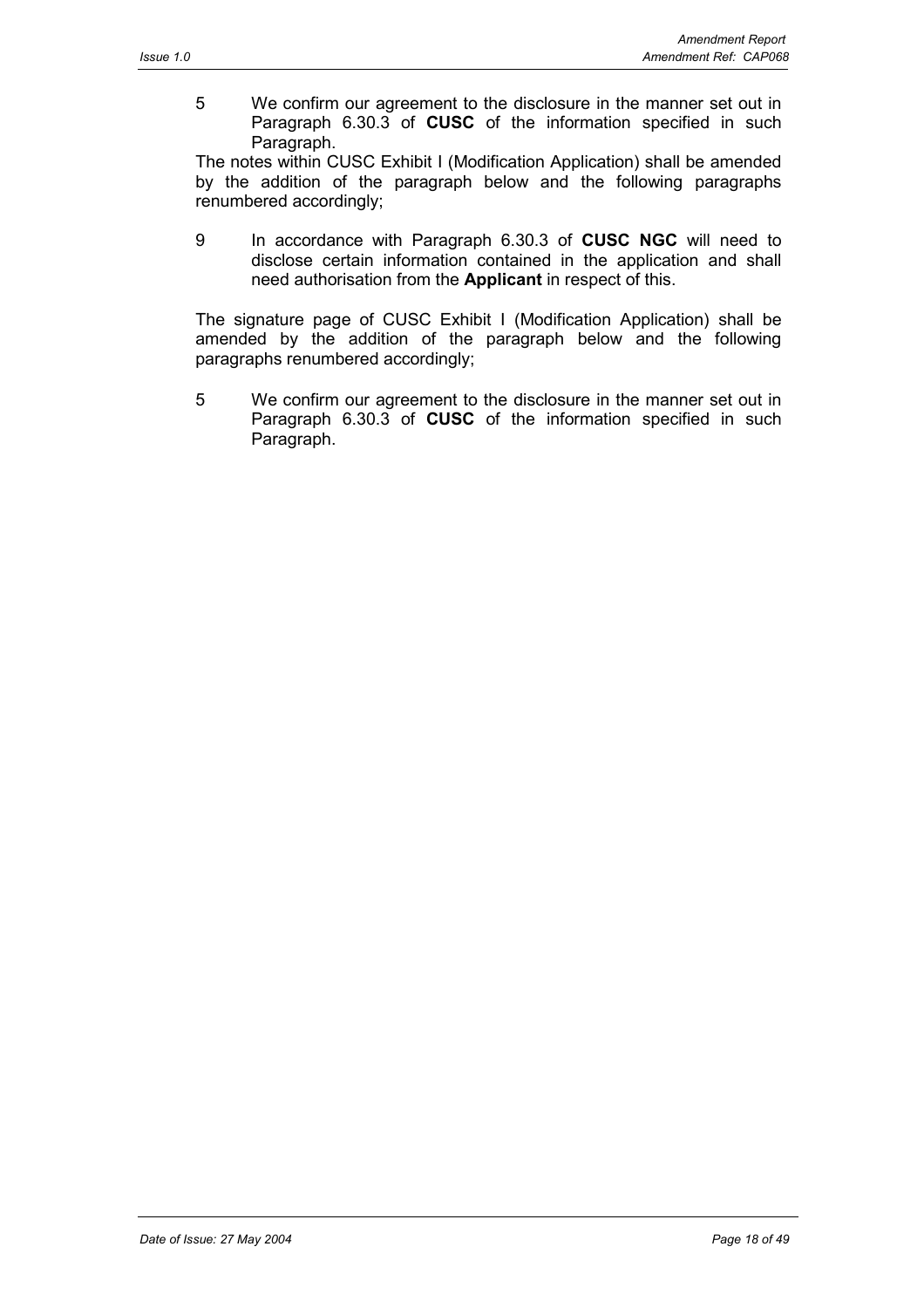5 We confirm our agreement to the disclosure in the manner set out in Paragraph 6.30.3 of **CUSC** of the information specified in such Paragraph.

The notes within CUSC Exhibit I (Modification Application) shall be amended by the addition of the paragraph below and the following paragraphs renumbered accordingly;

9 In accordance with Paragraph 6.30.3 of **CUSC NGC** will need to disclose certain information contained in the application and shall need authorisation from the **Applicant** in respect of this.

The signature page of CUSC Exhibit I (Modification Application) shall be amended by the addition of the paragraph below and the following paragraphs renumbered accordingly;

5 We confirm our agreement to the disclosure in the manner set out in Paragraph 6.30.3 of **CUSC** of the information specified in such Paragraph.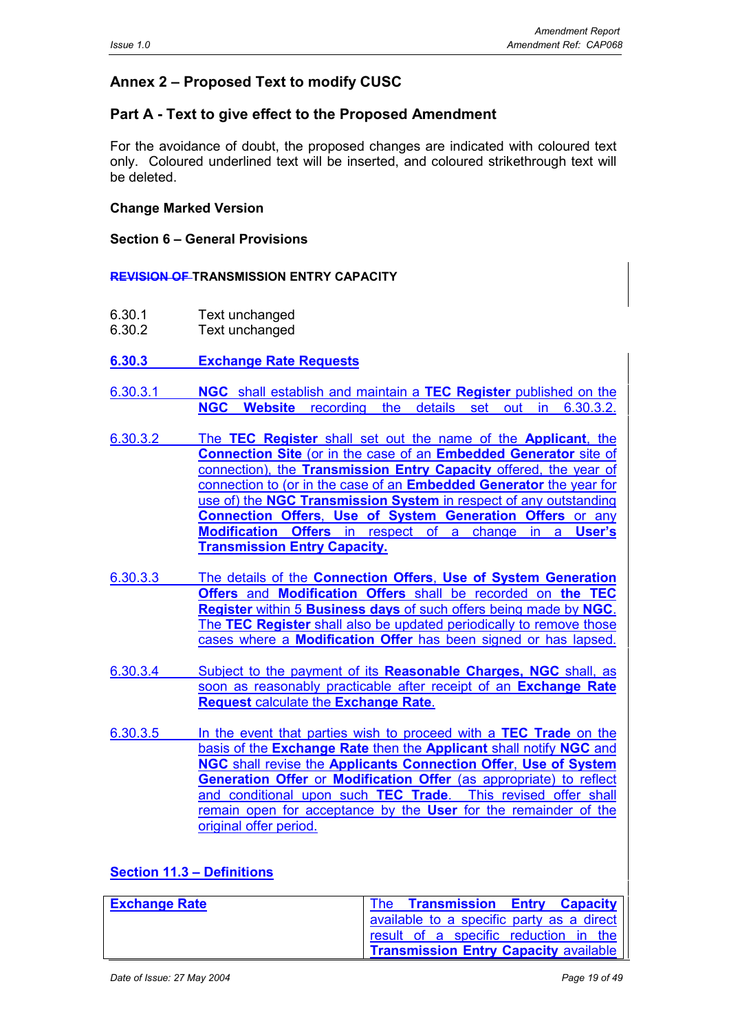## Annex 2 – Proposed Text to modify CUSC

## Part A - Text to give effect to the Proposed Amendment

For the avoidance of doubt, the proposed changes are indicated with coloured text only. Coloured underlined text will be inserted, and coloured strikethrough text will be deleted.

**Change Marked Version**

**Section 6 – General Provisions**

**~~REVISION OF~~ TRANSMISSION ENTRY CAPACITY**

6.30.1 Text unchanged

6.30.2 Text unchanged

**6.30.3 Exchange Rate Requests**

6.30.3.1 **NGC** shall establish and maintain a **TEC Register** published on the **NGC Website** recording the details set out in 6.30.3.2.

6.30.3.2 The **TEC Register** shall set out the name of the **Applicant**, the **Connection Site** (or in the case of an **Embedded Generator** site of connection), the **Transmission Entry Capacity** offered, the year of connection to (or in the case of an **Embedded Generator** the year for use of) the **NGC Transmission System** in respect of any outstanding **Connection Offers**, **Use of System Generation Offers** or any **Modification Offers** in respect of a change in a **User's Transmission Entry Capacity.**

6.30.3.3 The details of the **Connection Offers**, **Use of System Generation Offers** and **Modification Offers** shall be recorded on **the TEC Register** within 5 **Business days** of such offers being made by **NGC**. The **TEC Register** shall also be updated periodically to remove those cases where a **Modification Offer** has been signed or has lapsed.

6.30.3.4 Subject to the payment of its **Reasonable Charges, NGC** shall, as soon as reasonably practicable after receipt of an **Exchange Rate Request** calculate the **Exchange Rate**.

6.30.3.5 In the event that parties wish to proceed with a **TEC Trade** on the basis of the **Exchange Rate** then the **Applicant** shall notify **NGC** and **NGC** shall revise the **Applicants Connection Offer**, **Use of System Generation Offer** or **Modification Offer** (as appropriate) to reflect and conditional upon such **TEC Trade**. This revised offer shall remain open for acceptance by the **User** for the remainder of the original offer period.

**Section 11.3 – Definitions**

| | |
|---|---|
| **Exchange Rate** | The **Transmission Entry Capacity** available to a specific party as a direct result of a specific reduction in the **Transmission Entry Capacity** available |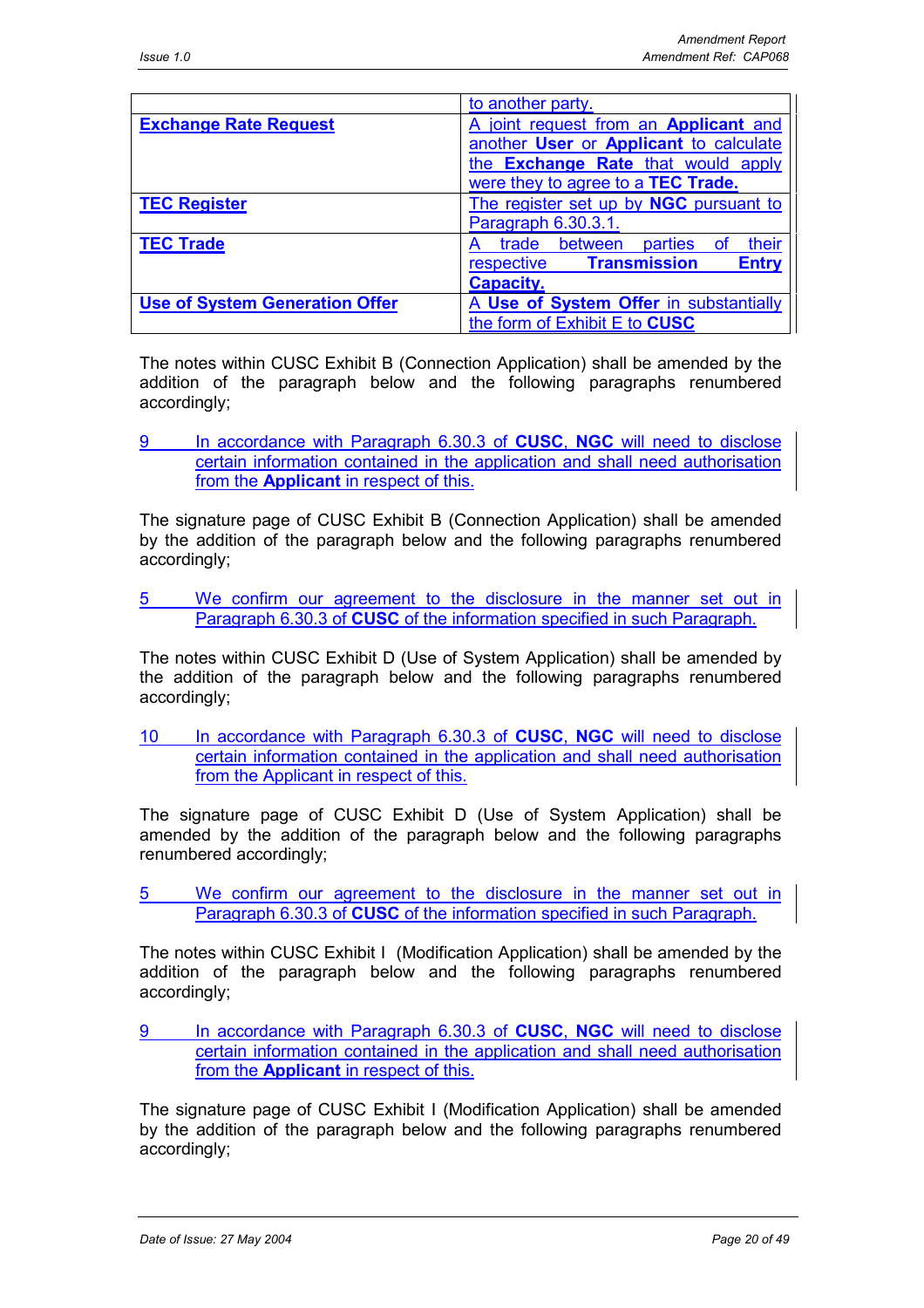| | |
|---|---|
| | to another party. |
| **Exchange Rate Request** | A joint request from an **Applicant** and another **User** or **Applicant** to calculate the **Exchange Rate** that would apply were they to agree to a **TEC Trade.** |
| **TEC Register** | The register set up by **NGC** pursuant to Paragraph 6.30.3.1. |
| **TEC Trade** | A trade between parties of their respective **Transmission Entry Capacity.** |
| **Use of System Generation Offer** | A **Use of System Offer** in substantially the form of Exhibit E to **CUSC** |

The notes within CUSC Exhibit B (Connection Application) shall be amended by the addition of the paragraph below and the following paragraphs renumbered accordingly;

9 In accordance with Paragraph 6.30.3 of **CUSC**, **NGC** will need to disclose certain information contained in the application and shall need authorisation from the **Applicant** in respect of this.

The signature page of CUSC Exhibit B (Connection Application) shall be amended by the addition of the paragraph below and the following paragraphs renumbered accordingly;

5 We confirm our agreement to the disclosure in the manner set out in Paragraph 6.30.3 of **CUSC** of the information specified in such Paragraph.

The notes within CUSC Exhibit D (Use of System Application) shall be amended by the addition of the paragraph below and the following paragraphs renumbered accordingly;

10 In accordance with Paragraph 6.30.3 of **CUSC**, **NGC** will need to disclose certain information contained in the application and shall need authorisation from the Applicant in respect of this.

The signature page of CUSC Exhibit D (Use of System Application) shall be amended by the addition of the paragraph below and the following paragraphs renumbered accordingly;

5 We confirm our agreement to the disclosure in the manner set out in Paragraph 6.30.3 of **CUSC** of the information specified in such Paragraph.

The notes within CUSC Exhibit I (Modification Application) shall be amended by the addition of the paragraph below and the following paragraphs renumbered accordingly;

9 In accordance with Paragraph 6.30.3 of **CUSC**, **NGC** will need to disclose certain information contained in the application and shall need authorisation from the **Applicant** in respect of this.

The signature page of CUSC Exhibit I (Modification Application) shall be amended by the addition of the paragraph below and the following paragraphs renumbered accordingly;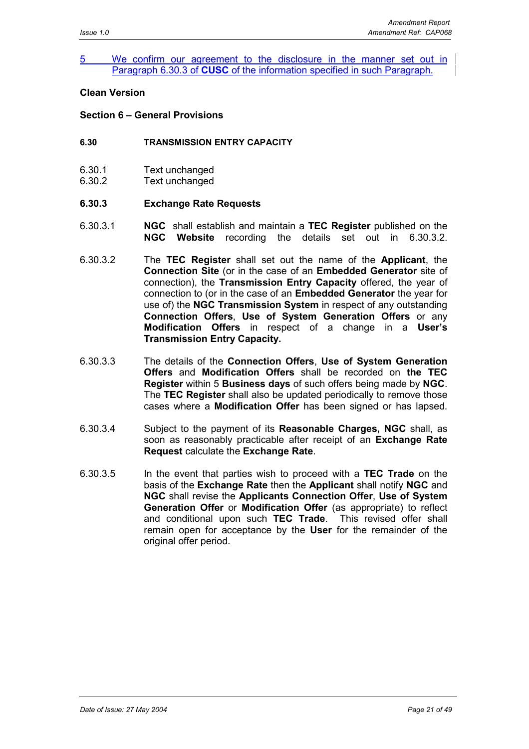5 We confirm our agreement to the disclosure in the manner set out in Paragraph 6.30.3 of **CUSC** of the information specified in such Paragraph.

**Clean Version**

**Section 6 – General Provisions**

**6.30 TRANSMISSION ENTRY CAPACITY**

6.30.1 Text unchanged
6.30.2 Text unchanged

**6.30.3 Exchange Rate Requests**

6.30.3.1 **NGC** shall establish and maintain a **TEC Register** published on the **NGC Website** recording the details set out in 6.30.3.2.

6.30.3.2 The **TEC Register** shall set out the name of the **Applicant**, the **Connection Site** (or in the case of an **Embedded Generator** site of connection), the **Transmission Entry Capacity** offered, the year of connection to (or in the case of an **Embedded Generator** the year for use of) the **NGC Transmission System** in respect of any outstanding **Connection Offers**, **Use of System Generation Offers** or any **Modification Offers** in respect of a change in a **User's Transmission Entry Capacity.**

6.30.3.3 The details of the **Connection Offers**, **Use of System Generation Offers** and **Modification Offers** shall be recorded on **the TEC Register** within 5 **Business days** of such offers being made by **NGC**. The **TEC Register** shall also be updated periodically to remove those cases where a **Modification Offer** has been signed or has lapsed.

6.30.3.4 Subject to the payment of its **Reasonable Charges, NGC** shall, as soon as reasonably practicable after receipt of an **Exchange Rate Request** calculate the **Exchange Rate**.

6.30.3.5 In the event that parties wish to proceed with a **TEC Trade** on the basis of the **Exchange Rate** then the **Applicant** shall notify **NGC** and **NGC** shall revise the **Applicants Connection Offer**, **Use of System Generation Offer** or **Modification Offer** (as appropriate) to reflect and conditional upon such **TEC Trade**. This revised offer shall remain open for acceptance by the **User** for the remainder of the original offer period.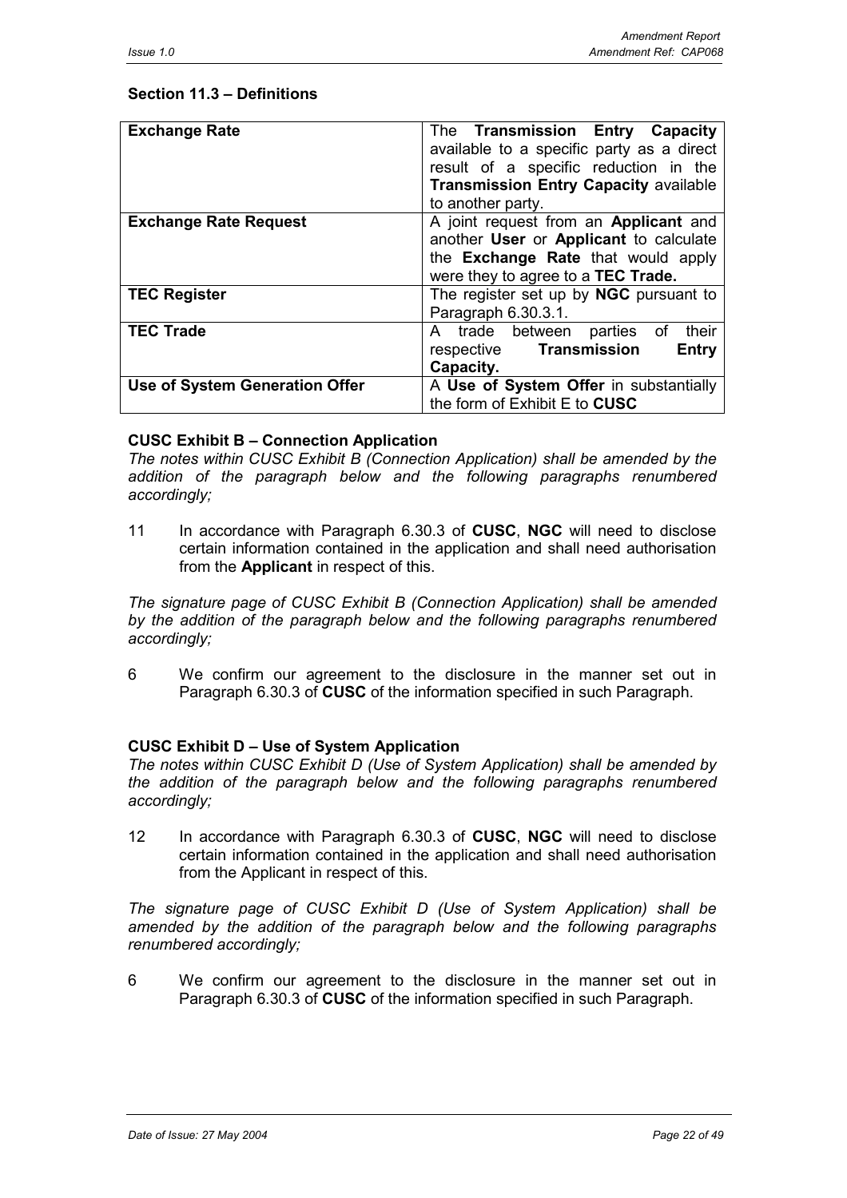### Section 11.3 – Definitions

| **Exchange Rate** | The **Transmission Entry Capacity** available to a specific party as a direct result of a specific reduction in the **Transmission Entry Capacity** available to another party. |
|---|---|
| **Exchange Rate Request** | A joint request from an **Applicant** and another **User** or **Applicant** to calculate the **Exchange Rate** that would apply were they to agree to a **TEC Trade.** |
| **TEC Register** | The register set up by **NGC** pursuant to Paragraph 6.30.3.1. |
| **TEC Trade** | A trade between parties of their respective **Transmission Entry Capacity.** |
| **Use of System Generation Offer** | A **Use of System Offer** in substantially the form of Exhibit E to **CUSC** |

**CUSC Exhibit B – Connection Application**

*The notes within CUSC Exhibit B (Connection Application) shall be amended by the addition of the paragraph below and the following paragraphs renumbered accordingly;*

11 In accordance with Paragraph 6.30.3 of **CUSC**, **NGC** will need to disclose certain information contained in the application and shall need authorisation from the **Applicant** in respect of this.

*The signature page of CUSC Exhibit B (Connection Application) shall be amended by the addition of the paragraph below and the following paragraphs renumbered accordingly;*

6 We confirm our agreement to the disclosure in the manner set out in Paragraph 6.30.3 of **CUSC** of the information specified in such Paragraph.

**CUSC Exhibit D – Use of System Application**

*The notes within CUSC Exhibit D (Use of System Application) shall be amended by the addition of the paragraph below and the following paragraphs renumbered accordingly;*

12 In accordance with Paragraph 6.30.3 of **CUSC**, **NGC** will need to disclose certain information contained in the application and shall need authorisation from the Applicant in respect of this.

*The signature page of CUSC Exhibit D (Use of System Application) shall be amended by the addition of the paragraph below and the following paragraphs renumbered accordingly;*

6 We confirm our agreement to the disclosure in the manner set out in Paragraph 6.30.3 of **CUSC** of the information specified in such Paragraph.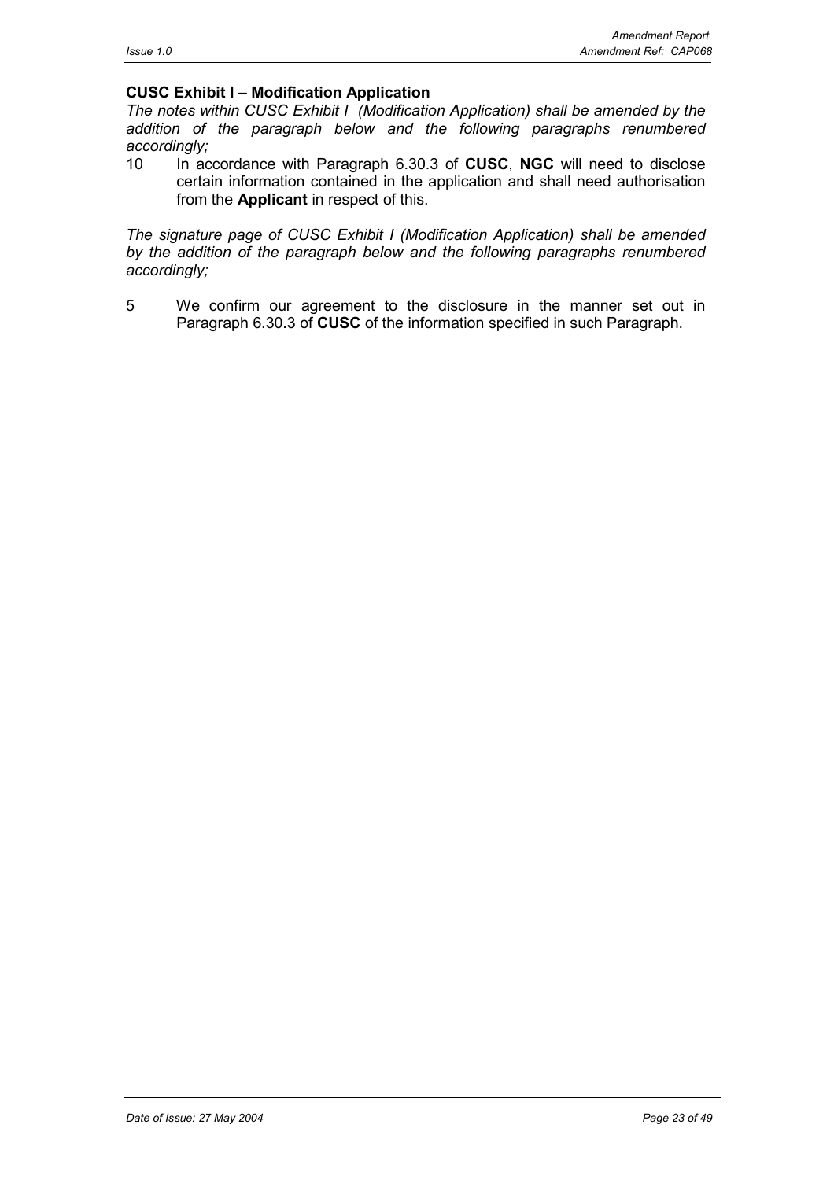**CUSC Exhibit I – Modification Application**

*The notes within CUSC Exhibit I (Modification Application) shall be amended by the addition of the paragraph below and the following paragraphs renumbered accordingly;*

10 In accordance with Paragraph 6.30.3 of **CUSC**, **NGC** will need to disclose certain information contained in the application and shall need authorisation from the **Applicant** in respect of this.

*The signature page of CUSC Exhibit I (Modification Application) shall be amended by the addition of the paragraph below and the following paragraphs renumbered accordingly;*

5 We confirm our agreement to the disclosure in the manner set out in Paragraph 6.30.3 of **CUSC** of the information specified in such Paragraph.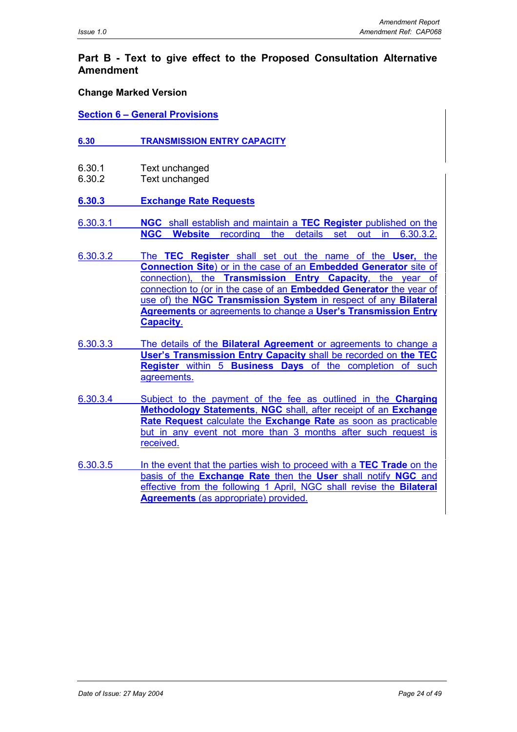## Part B - Text to give effect to the Proposed Consultation Alternative Amendment

**Change Marked Version**

**Section 6 – General Provisions**

**6.30 TRANSMISSION ENTRY CAPACITY**

6.30.1 Text unchanged
6.30.2 Text unchanged

**6.30.3 Exchange Rate Requests**

6.30.3.1 **NGC** shall establish and maintain a **TEC Register** published on the **NGC Website** recording the details set out in 6.30.3.2.

6.30.3.2 The **TEC Register** shall set out the name of the **User,** the **Connection Site**) or in the case of an **Embedded Generator** site of connection), the **Transmission Entry Capacity**, the year of connection to (or in the case of an **Embedded Generator** the year of use of) the **NGC Transmission System** in respect of any **Bilateral Agreements** or agreements to change a **User's Transmission Entry Capacity**.

6.30.3.3 The details of the **Bilateral Agreement** or agreements to change a **User's Transmission Entry Capacity** shall be recorded on **the TEC Register** within 5 **Business Days** of the completion of such agreements.

6.30.3.4 Subject to the payment of the fee as outlined in the **Charging Methodology Statements**, **NGC** shall, after receipt of an **Exchange Rate Request** calculate the **Exchange Rate** as soon as practicable but in any event not more than 3 months after such request is received.

6.30.3.5 In the event that the parties wish to proceed with a **TEC Trade** on the basis of the **Exchange Rate** then the **User** shall notify **NGC** and effective from the following 1 April, NGC shall revise the **Bilateral Agreements** (as appropriate) provided.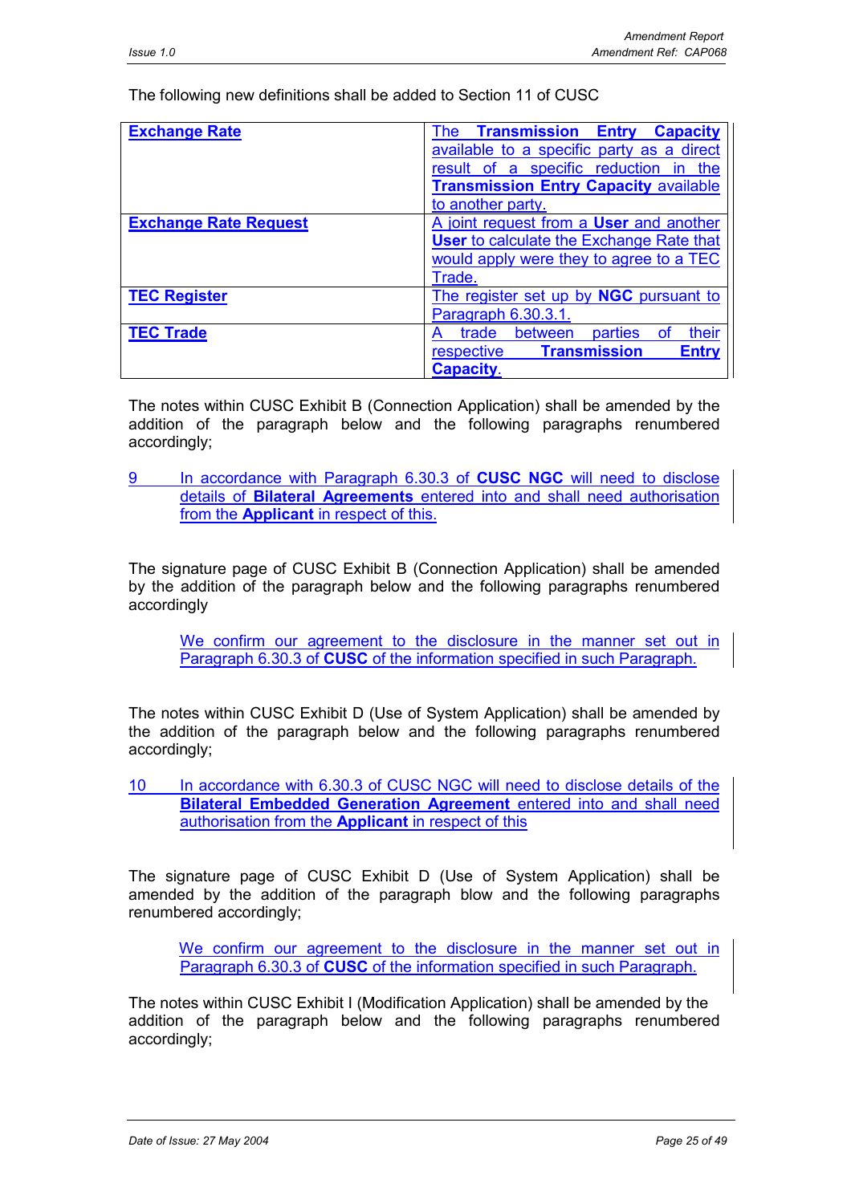The following new definitions shall be added to Section 11 of CUSC

| **Exchange Rate** | The **Transmission Entry Capacity** available to a specific party as a direct result of a specific reduction in the **Transmission Entry Capacity** available to another party. |
|---|---|
| **Exchange Rate Request** | A joint request from a **User** and another **User** to calculate the Exchange Rate that would apply were they to agree to a TEC Trade. |
| **TEC Register** | The register set up by **NGC** pursuant to Paragraph 6.30.3.1. |
| **TEC Trade** | A trade between parties of their respective **Transmission Entry Capacity**. |

The notes within CUSC Exhibit B (Connection Application) shall be amended by the addition of the paragraph below and the following paragraphs renumbered accordingly;

9 In accordance with Paragraph 6.30.3 of **CUSC NGC** will need to disclose details of **Bilateral Agreements** entered into and shall need authorisation from the **Applicant** in respect of this.

The signature page of CUSC Exhibit B (Connection Application) shall be amended by the addition of the paragraph below and the following paragraphs renumbered accordingly

We confirm our agreement to the disclosure in the manner set out in Paragraph 6.30.3 of **CUSC** of the information specified in such Paragraph.

The notes within CUSC Exhibit D (Use of System Application) shall be amended by the addition of the paragraph below and the following paragraphs renumbered accordingly;

10 In accordance with 6.30.3 of CUSC NGC will need to disclose details of the **Bilateral Embedded Generation Agreement** entered into and shall need authorisation from the **Applicant** in respect of this

The signature page of CUSC Exhibit D (Use of System Application) shall be amended by the addition of the paragraph blow and the following paragraphs renumbered accordingly;

We confirm our agreement to the disclosure in the manner set out in Paragraph 6.30.3 of **CUSC** of the information specified in such Paragraph.

The notes within CUSC Exhibit I (Modification Application) shall be amended by the addition of the paragraph below and the following paragraphs renumbered accordingly;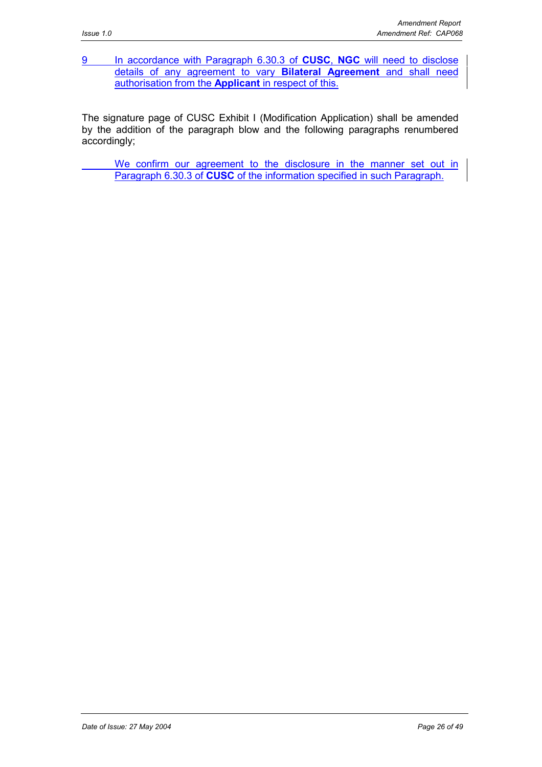9 In accordance with Paragraph 6.30.3 of **CUSC**, **NGC** will need to disclose details of any agreement to vary **Bilateral Agreement** and shall need authorisation from the **Applicant** in respect of this.

The signature page of CUSC Exhibit I (Modification Application) shall be amended by the addition of the paragraph blow and the following paragraphs renumbered accordingly;

We confirm our agreement to the disclosure in the manner set out in Paragraph 6.30.3 of **CUSC** of the information specified in such Paragraph.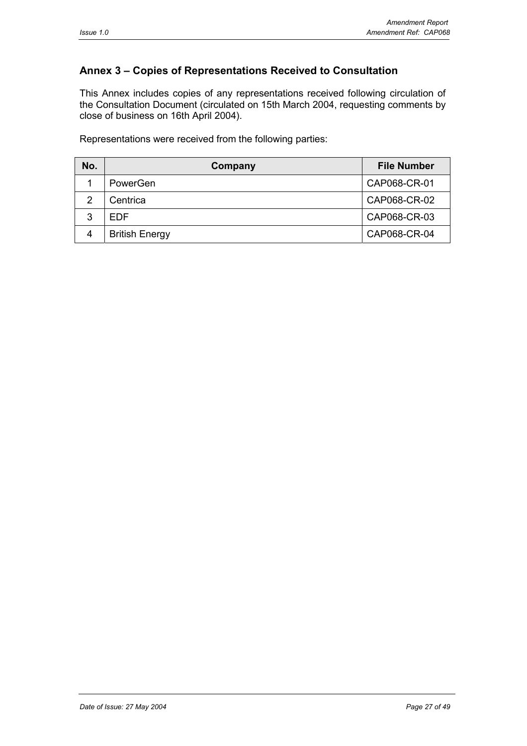## Annex 3 – Copies of Representations Received to Consultation

This Annex includes copies of any representations received following circulation of the Consultation Document (circulated on 15th March 2004, requesting comments by close of business on 16th April 2004).

Representations were received from the following parties:

| No. | Company | File Number |
|---|---|---|
| 1 | PowerGen | CAP068-CR-01 |
| 2 | Centrica | CAP068-CR-02 |
| 3 | EDF | CAP068-CR-03 |
| 4 | British Energy | CAP068-CR-04 |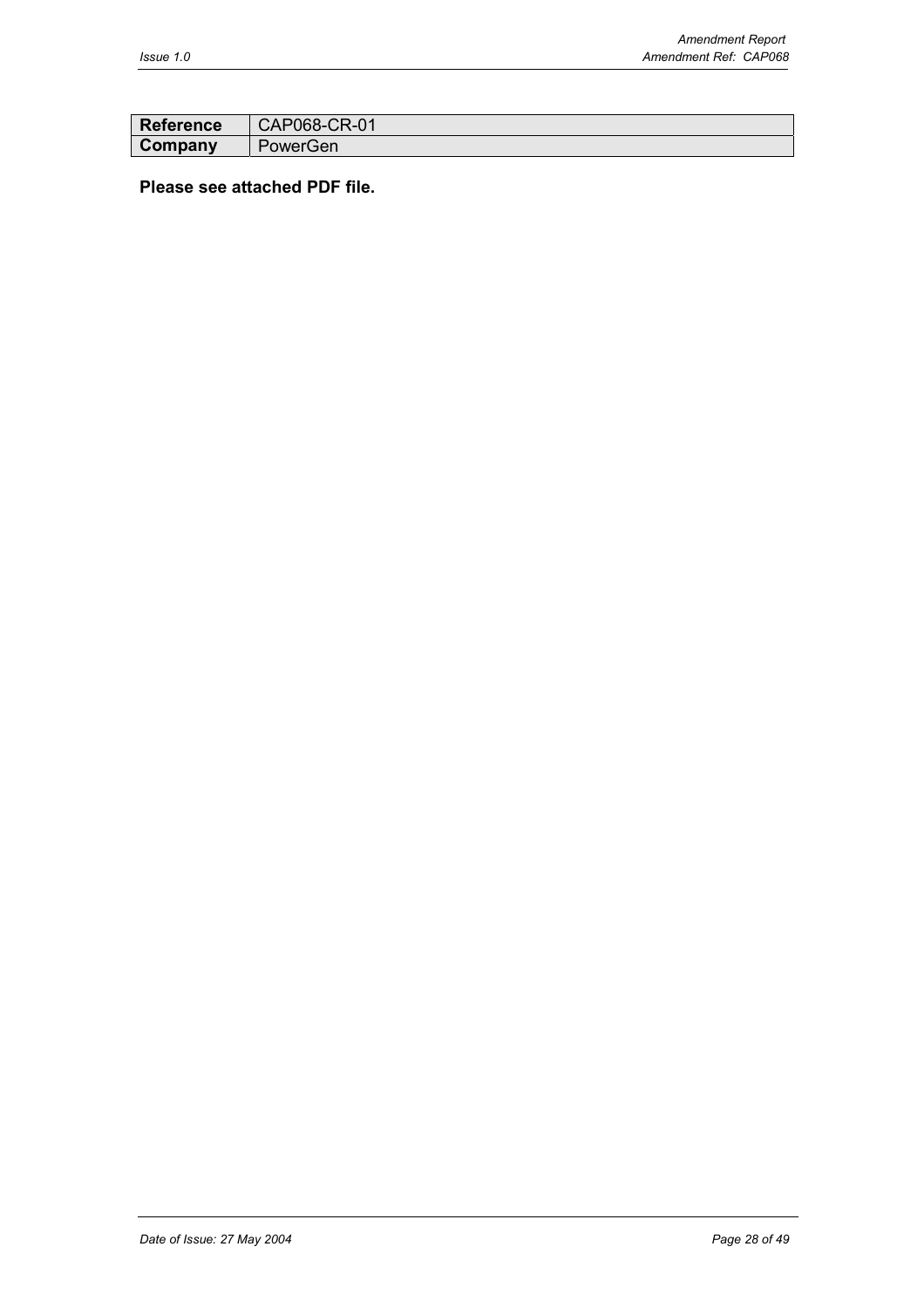| Reference | CAP068-CR-01 |
| --- | --- |
| Company | PowerGen |

**Please see attached PDF file.**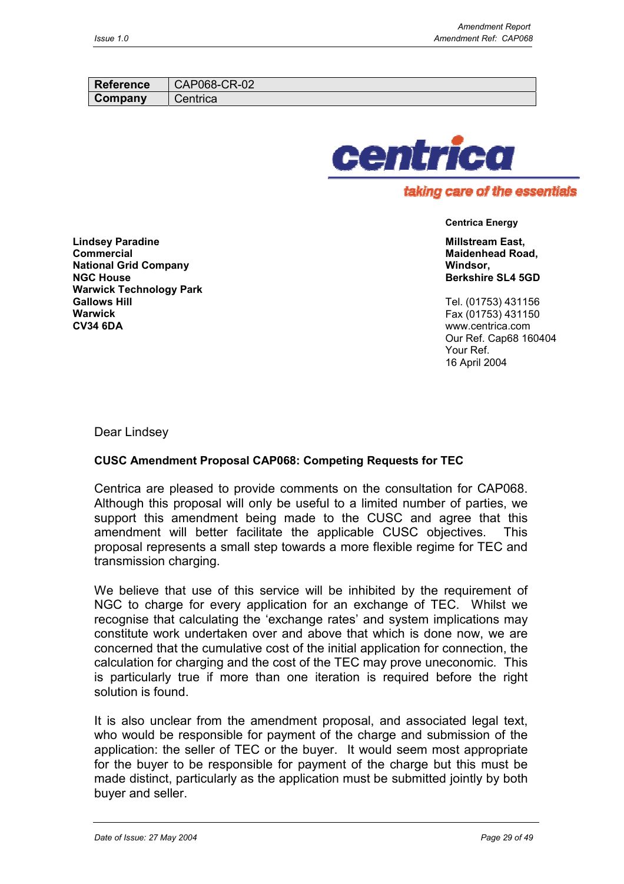| Reference | CAP068-CR-02 |
|---|---|
| Company | Centrica |

centrica

taking care of the essentials

**Centrica Energy**

**Millstream East,**
**Maidenhead Road,**
**Windsor,**
**Berkshire SL4 5GD**

Tel. (01753) 431156
Fax (01753) 431150
www.centrica.com
Our Ref. Cap68 160404
Your Ref.
16 April 2004

**Lindsey Paradine**
**Commercial**
**National Grid Company**
**NGC House**
**Warwick Technology Park**
**Gallows Hill**
**Warwick**
**CV34 6DA**

Dear Lindsey

**CUSC Amendment Proposal CAP068: Competing Requests for TEC**

Centrica are pleased to provide comments on the consultation for CAP068. Although this proposal will only be useful to a limited number of parties, we support this amendment being made to the CUSC and agree that this amendment will better facilitate the applicable CUSC objectives. This proposal represents a small step towards a more flexible regime for TEC and transmission charging.

We believe that use of this service will be inhibited by the requirement of NGC to charge for every application for an exchange of TEC. Whilst we recognise that calculating the 'exchange rates' and system implications may constitute work undertaken over and above that which is done now, we are concerned that the cumulative cost of the initial application for connection, the calculation for charging and the cost of the TEC may prove uneconomic. This is particularly true if more than one iteration is required before the right solution is found.

It is also unclear from the amendment proposal, and associated legal text, who would be responsible for payment of the charge and submission of the application: the seller of TEC or the buyer. It would seem most appropriate for the buyer to be responsible for payment of the charge but this must be made distinct, particularly as the application must be submitted jointly by both buyer and seller.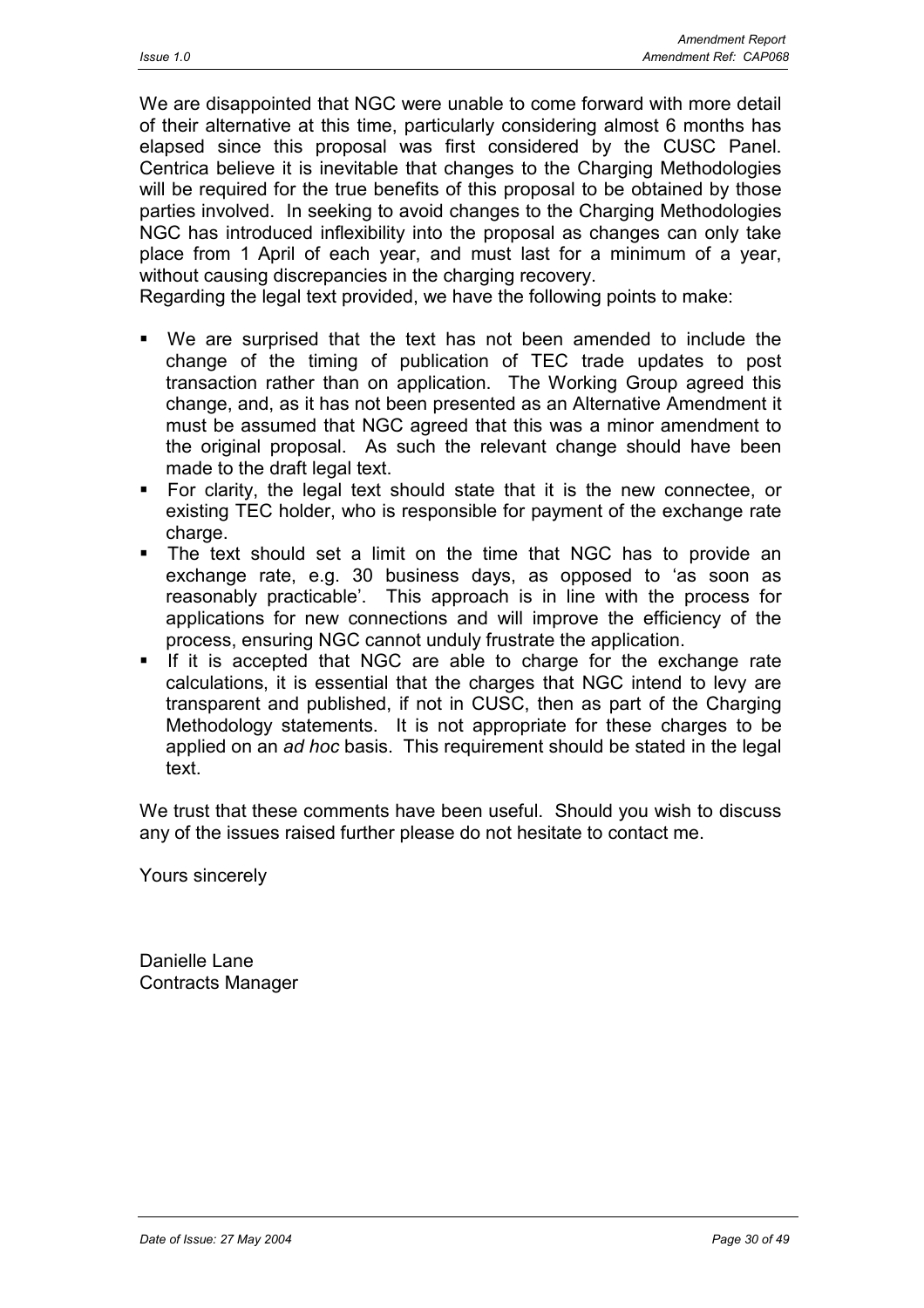We are disappointed that NGC were unable to come forward with more detail of their alternative at this time, particularly considering almost 6 months has elapsed since this proposal was first considered by the CUSC Panel. Centrica believe it is inevitable that changes to the Charging Methodologies will be required for the true benefits of this proposal to be obtained by those parties involved. In seeking to avoid changes to the Charging Methodologies NGC has introduced inflexibility into the proposal as changes can only take place from 1 April of each year, and must last for a minimum of a year, without causing discrepancies in the charging recovery.

Regarding the legal text provided, we have the following points to make:

- We are surprised that the text has not been amended to include the change of the timing of publication of TEC trade updates to post transaction rather than on application. The Working Group agreed this change, and, as it has not been presented as an Alternative Amendment it must be assumed that NGC agreed that this was a minor amendment to the original proposal. As such the relevant change should have been made to the draft legal text.
- For clarity, the legal text should state that it is the new connectee, or existing TEC holder, who is responsible for payment of the exchange rate charge.
- The text should set a limit on the time that NGC has to provide an exchange rate, e.g. 30 business days, as opposed to 'as soon as reasonably practicable'. This approach is in line with the process for applications for new connections and will improve the efficiency of the process, ensuring NGC cannot unduly frustrate the application.
- If it is accepted that NGC are able to charge for the exchange rate calculations, it is essential that the charges that NGC intend to levy are transparent and published, if not in CUSC, then as part of the Charging Methodology statements. It is not appropriate for these charges to be applied on an *ad hoc* basis. This requirement should be stated in the legal text.

We trust that these comments have been useful. Should you wish to discuss any of the issues raised further please do not hesitate to contact me.

Yours sincerely

Danielle Lane
Contracts Manager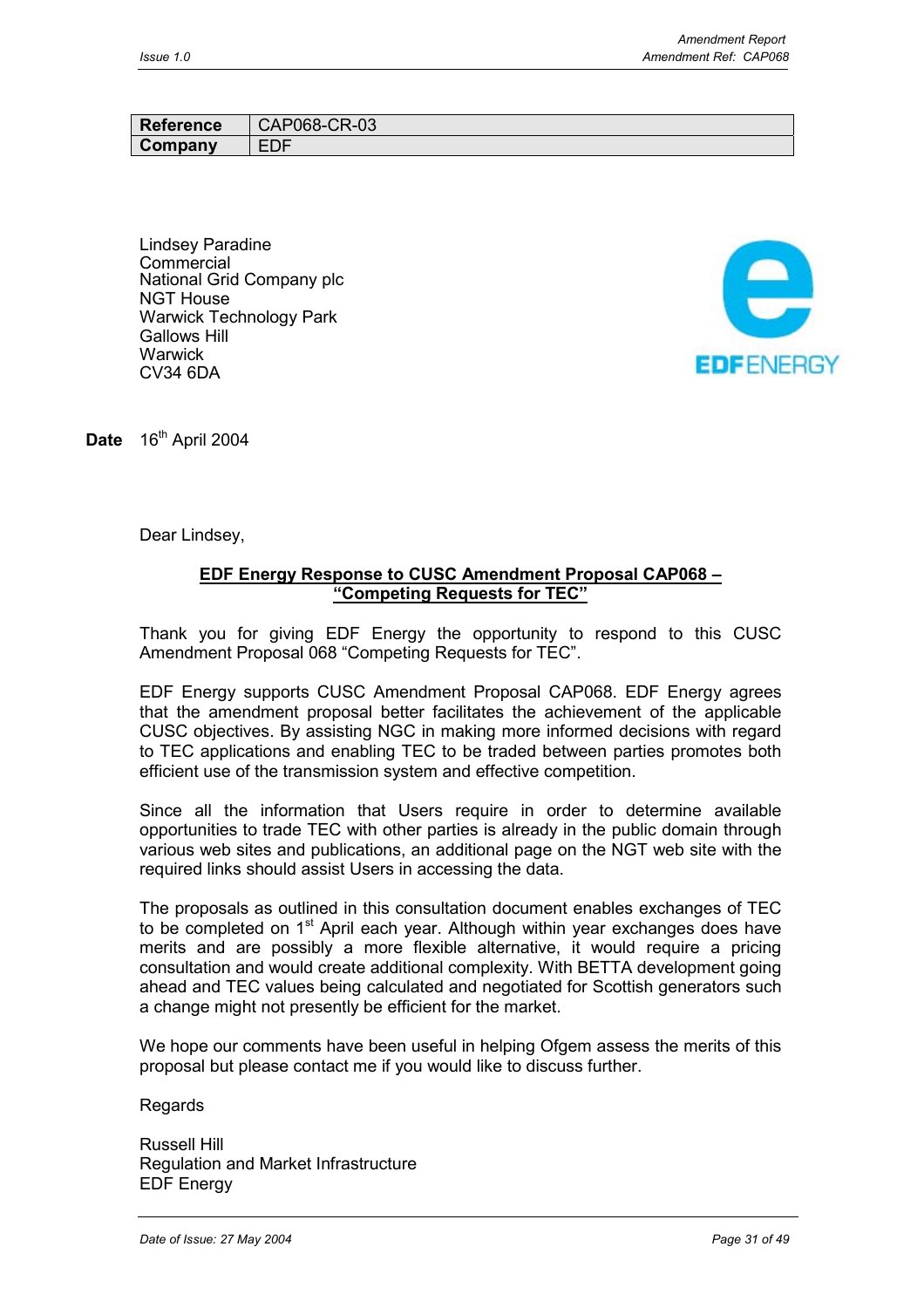| Reference | CAP068-CR-03 |
| --- | --- |
| Company | EDF |

Lindsey Paradine
Commercial
National Grid Company plc
NGT House
Warwick Technology Park
Gallows Hill
Warwick
CV34 6DA

EDF ENERGY

**Date** 16th April 2004

Dear Lindsey,

**EDF Energy Response to CUSC Amendment Proposal CAP068 – "Competing Requests for TEC"**

Thank you for giving EDF Energy the opportunity to respond to this CUSC Amendment Proposal 068 "Competing Requests for TEC".

EDF Energy supports CUSC Amendment Proposal CAP068. EDF Energy agrees that the amendment proposal better facilitates the achievement of the applicable CUSC objectives. By assisting NGC in making more informed decisions with regard to TEC applications and enabling TEC to be traded between parties promotes both efficient use of the transmission system and effective competition.

Since all the information that Users require in order to determine available opportunities to trade TEC with other parties is already in the public domain through various web sites and publications, an additional page on the NGT web site with the required links should assist Users in accessing the data.

The proposals as outlined in this consultation document enables exchanges of TEC to be completed on 1st April each year. Although within year exchanges does have merits and are possibly a more flexible alternative, it would require a pricing consultation and would create additional complexity. With BETTA development going ahead and TEC values being calculated and negotiated for Scottish generators such a change might not presently be efficient for the market.

We hope our comments have been useful in helping Ofgem assess the merits of this proposal but please contact me if you would like to discuss further.

Regards

Russell Hill
Regulation and Market Infrastructure
EDF Energy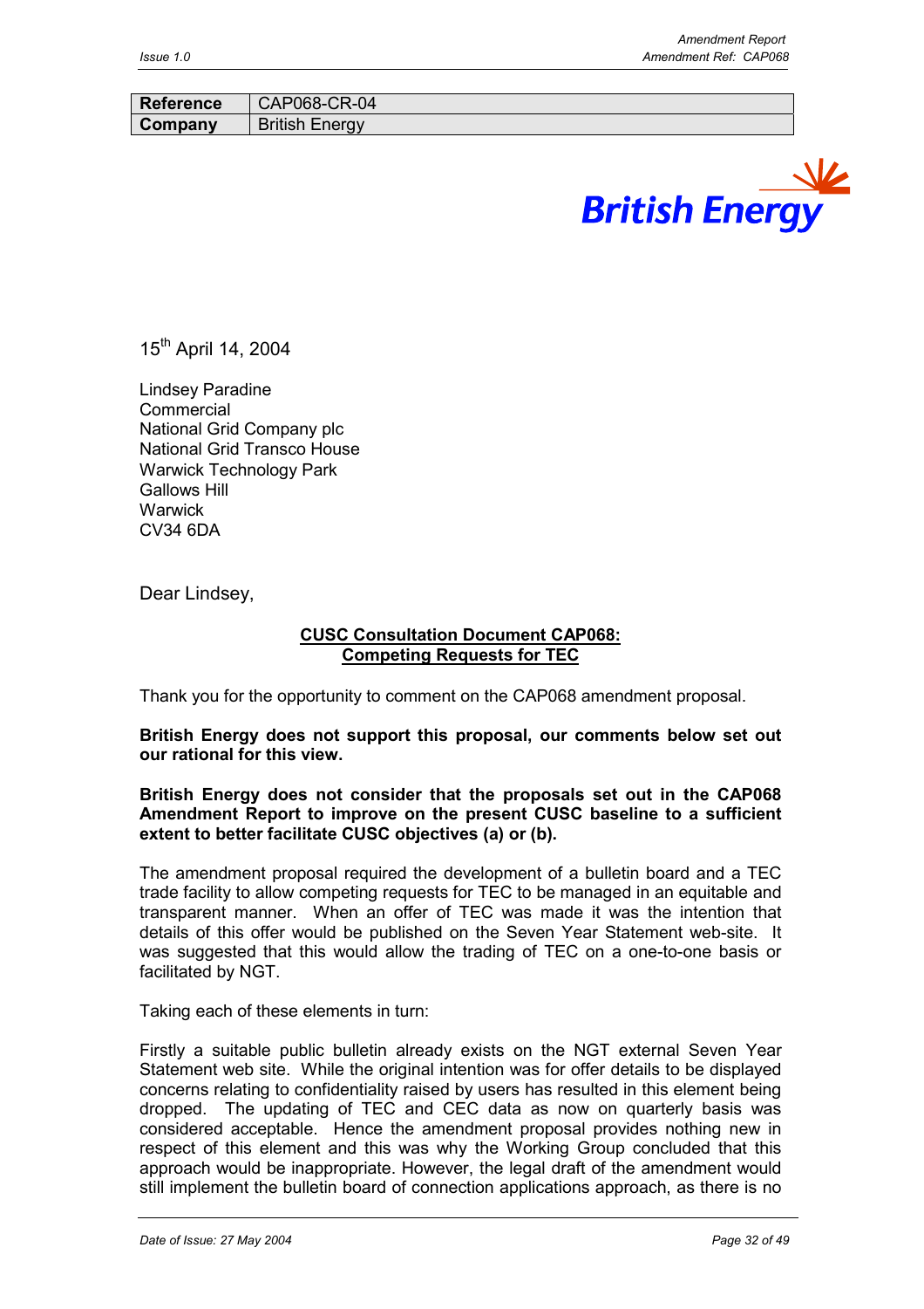| Reference | CAP068-CR-04 |
|---|---|
| Company | British Energy |

15th April 14, 2004

Lindsey Paradine
Commercial
National Grid Company plc
National Grid Transco House
Warwick Technology Park
Gallows Hill
Warwick
CV34 6DA

Dear Lindsey,

**CUSC Consultation Document CAP068:**
**Competing Requests for TEC**

Thank you for the opportunity to comment on the CAP068 amendment proposal.

**British Energy does not support this proposal, our comments below set out our rational for this view.**

**British Energy does not consider that the proposals set out in the CAP068 Amendment Report to improve on the present CUSC baseline to a sufficient extent to better facilitate CUSC objectives (a) or (b).**

The amendment proposal required the development of a bulletin board and a TEC trade facility to allow competing requests for TEC to be managed in an equitable and transparent manner. When an offer of TEC was made it was the intention that details of this offer would be published on the Seven Year Statement web-site. It was suggested that this would allow the trading of TEC on a one-to-one basis or facilitated by NGT.

Taking each of these elements in turn:

Firstly a suitable public bulletin already exists on the NGT external Seven Year Statement web site. While the original intention was for offer details to be displayed concerns relating to confidentiality raised by users has resulted in this element being dropped. The updating of TEC and CEC data as now on quarterly basis was considered acceptable. Hence the amendment proposal provides nothing new in respect of this element and this was why the Working Group concluded that this approach would be inappropriate. However, the legal draft of the amendment would still implement the bulletin board of connection applications approach, as there is no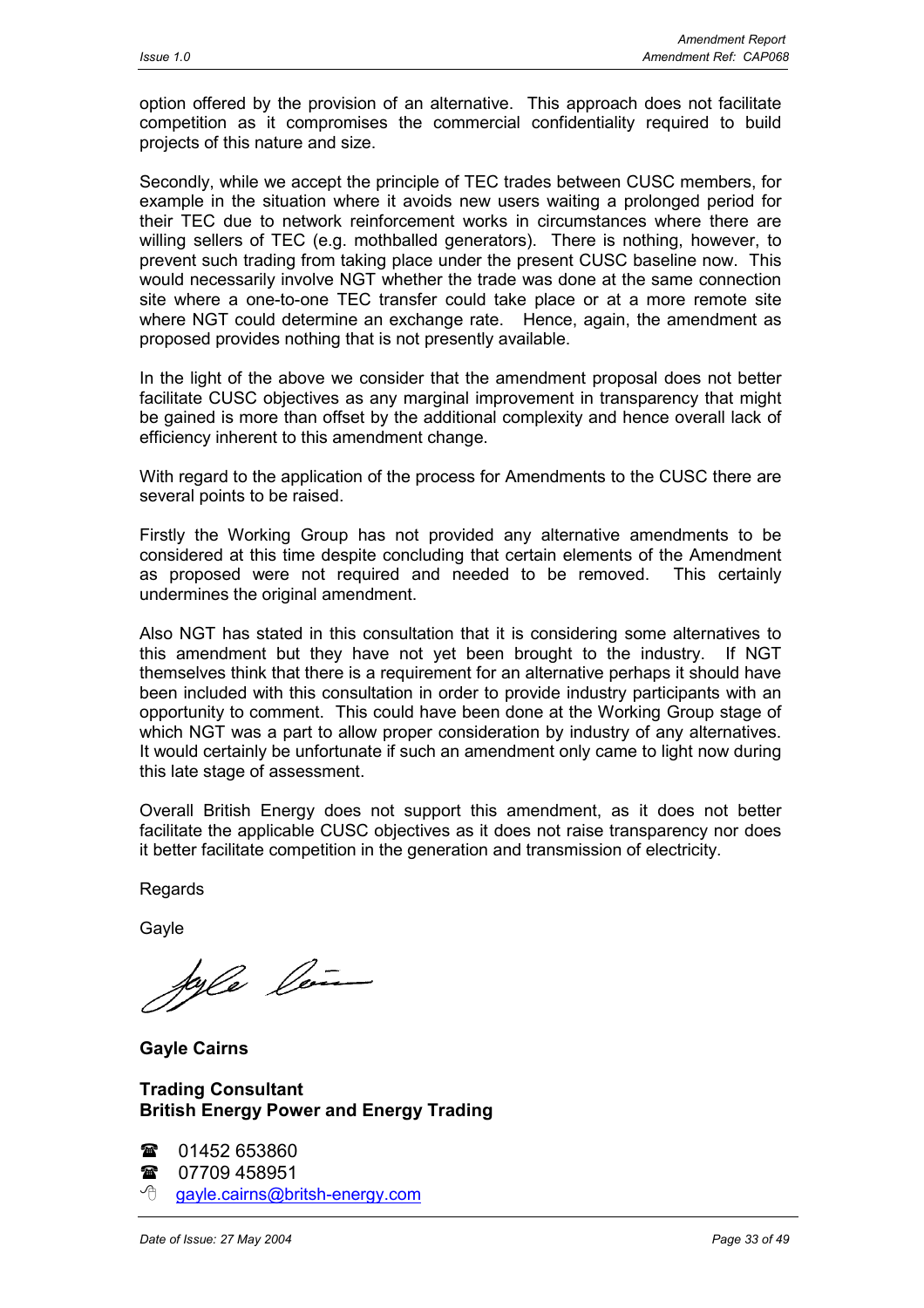option offered by the provision of an alternative. This approach does not facilitate competition as it compromises the commercial confidentiality required to build projects of this nature and size.

Secondly, while we accept the principle of TEC trades between CUSC members, for example in the situation where it avoids new users waiting a prolonged period for their TEC due to network reinforcement works in circumstances where there are willing sellers of TEC (e.g. mothballed generators). There is nothing, however, to prevent such trading from taking place under the present CUSC baseline now. This would necessarily involve NGT whether the trade was done at the same connection site where a one-to-one TEC transfer could take place or at a more remote site where NGT could determine an exchange rate. Hence, again, the amendment as proposed provides nothing that is not presently available.

In the light of the above we consider that the amendment proposal does not better facilitate CUSC objectives as any marginal improvement in transparency that might be gained is more than offset by the additional complexity and hence overall lack of efficiency inherent to this amendment change.

With regard to the application of the process for Amendments to the CUSC there are several points to be raised.

Firstly the Working Group has not provided any alternative amendments to be considered at this time despite concluding that certain elements of the Amendment as proposed were not required and needed to be removed. This certainly undermines the original amendment.

Also NGT has stated in this consultation that it is considering some alternatives to this amendment but they have not yet been brought to the industry. If NGT themselves think that there is a requirement for an alternative perhaps it should have been included with this consultation in order to provide industry participants with an opportunity to comment. This could have been done at the Working Group stage of which NGT was a part to allow proper consideration by industry of any alternatives. It would certainly be unfortunate if such an amendment only came to light now during this late stage of assessment.

Overall British Energy does not support this amendment, as it does not better facilitate the applicable CUSC objectives as it does not raise transparency nor does it better facilitate competition in the generation and transmission of electricity.

Regards

Gayle

**Gayle Cairns**

**Trading Consultant**
**British Energy Power and Energy Trading**

☎ 01452 653860
☎ 07709 458951
gayle.cairns@britsh-energy.com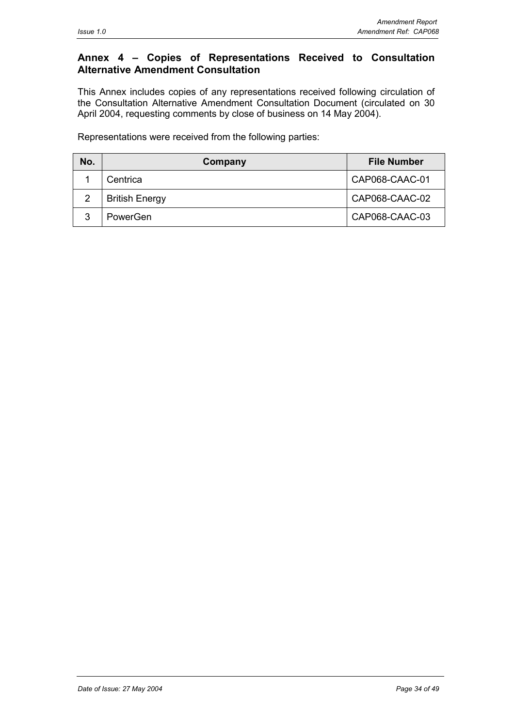## Annex 4 – Copies of Representations Received to Consultation Alternative Amendment Consultation

This Annex includes copies of any representations received following circulation of the Consultation Alternative Amendment Consultation Document (circulated on 30 April 2004, requesting comments by close of business on 14 May 2004).

Representations were received from the following parties:

| No. | Company | File Number |
|---|---|---|
| 1 | Centrica | CAP068-CAAC-01 |
| 2 | British Energy | CAP068-CAAC-02 |
| 3 | PowerGen | CAP068-CAAC-03 |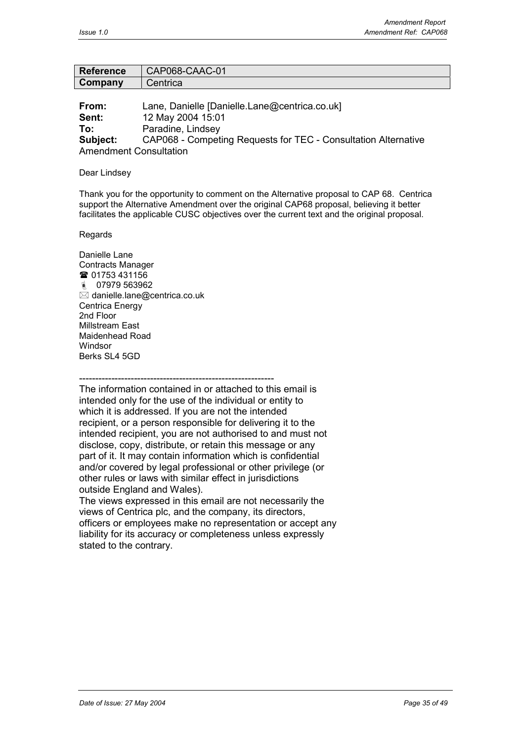| Reference | CAP068-CAAC-01 |
|---|---|
| Company | Centrica |

**From:** Lane, Danielle [Danielle.Lane@centrica.co.uk]
**Sent:** 12 May 2004 15:01
**To:** Paradine, Lindsey
**Subject:** CAP068 - Competing Requests for TEC - Consultation Alternative Amendment Consultation

Dear Lindsey

Thank you for the opportunity to comment on the Alternative proposal to CAP 68. Centrica support the Alternative Amendment over the original CAP68 proposal, believing it better facilitates the applicable CUSC objectives over the current text and the original proposal.

Regards

Danielle Lane
Contracts Manager
☎ 01753 431156
07979 563962
✉ danielle.lane@centrica.co.uk
Centrica Energy
2nd Floor
Millstream East
Maidenhead Road
Windsor
Berks SL4 5GD

------------------------------------------------------------

The information contained in or attached to this email is intended only for the use of the individual or entity to which it is addressed. If you are not the intended recipient, or a person responsible for delivering it to the intended recipient, you are not authorised to and must not disclose, copy, distribute, or retain this message or any part of it. It may contain information which is confidential and/or covered by legal professional or other privilege (or other rules or laws with similar effect in jurisdictions outside England and Wales).
The views expressed in this email are not necessarily the views of Centrica plc, and the company, its directors, officers or employees make no representation or accept any liability for its accuracy or completeness unless expressly stated to the contrary.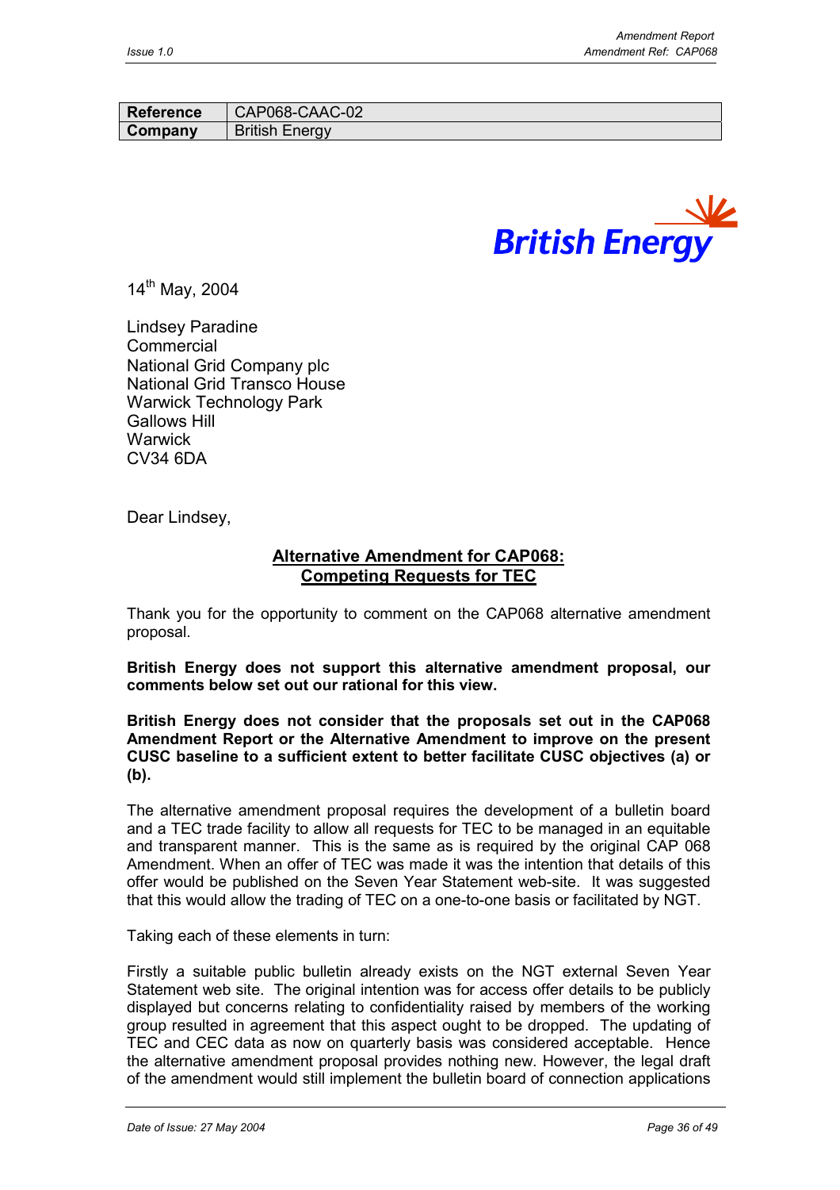| Reference | CAP068-CAAC-02 |
| --- | --- |
| Company | British Energy |

British Energy

14th May, 2004

Lindsey Paradine
Commercial
National Grid Company plc
National Grid Transco House
Warwick Technology Park
Gallows Hill
Warwick
CV34 6DA

Dear Lindsey,

**Alternative Amendment for CAP068:**
**Competing Requests for TEC**

Thank you for the opportunity to comment on the CAP068 alternative amendment proposal.

**British Energy does not support this alternative amendment proposal, our comments below set out our rational for this view.**

**British Energy does not consider that the proposals set out in the CAP068 Amendment Report or the Alternative Amendment to improve on the present CUSC baseline to a sufficient extent to better facilitate CUSC objectives (a) or (b).**

The alternative amendment proposal requires the development of a bulletin board and a TEC trade facility to allow all requests for TEC to be managed in an equitable and transparent manner. This is the same as is required by the original CAP 068 Amendment. When an offer of TEC was made it was the intention that details of this offer would be published on the Seven Year Statement web-site. It was suggested that this would allow the trading of TEC on a one-to-one basis or facilitated by NGT.

Taking each of these elements in turn:

Firstly a suitable public bulletin already exists on the NGT external Seven Year Statement web site. The original intention was for access offer details to be publicly displayed but concerns relating to confidentiality raised by members of the working group resulted in agreement that this aspect ought to be dropped. The updating of TEC and CEC data as now on quarterly basis was considered acceptable. Hence the alternative amendment proposal provides nothing new. However, the legal draft of the amendment would still implement the bulletin board of connection applications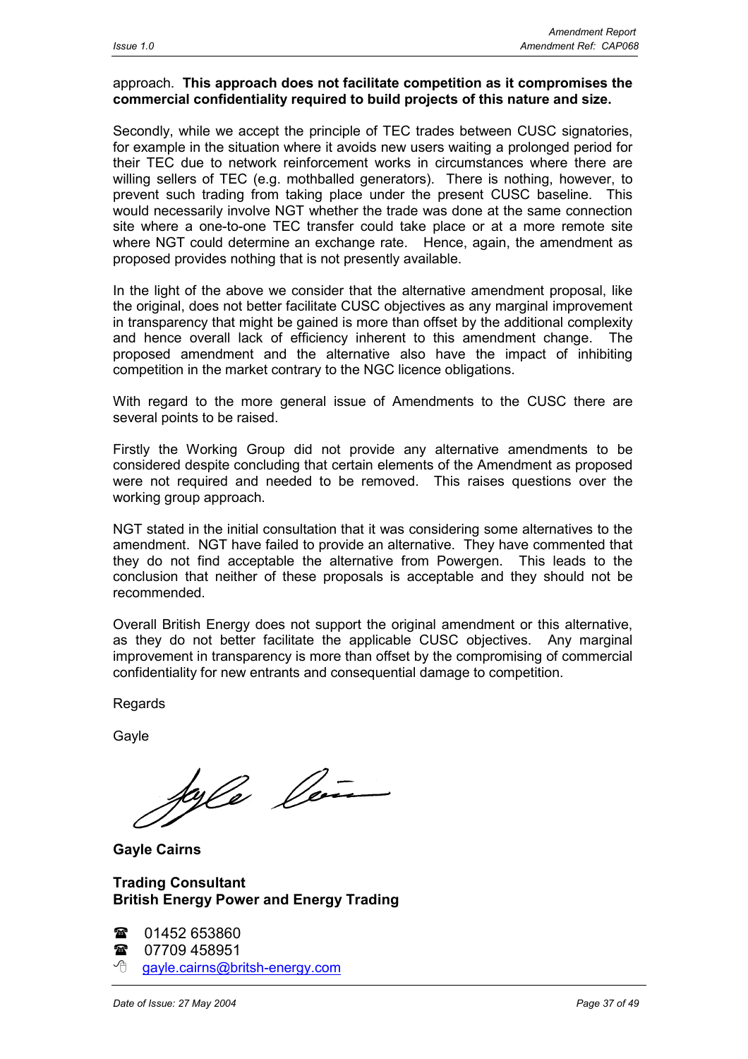approach. **This approach does not facilitate competition as it compromises the commercial confidentiality required to build projects of this nature and size.**

Secondly, while we accept the principle of TEC trades between CUSC signatories, for example in the situation where it avoids new users waiting a prolonged period for their TEC due to network reinforcement works in circumstances where there are willing sellers of TEC (e.g. mothballed generators). There is nothing, however, to prevent such trading from taking place under the present CUSC baseline. This would necessarily involve NGT whether the trade was done at the same connection site where a one-to-one TEC transfer could take place or at a more remote site where NGT could determine an exchange rate. Hence, again, the amendment as proposed provides nothing that is not presently available.

In the light of the above we consider that the alternative amendment proposal, like the original, does not better facilitate CUSC objectives as any marginal improvement in transparency that might be gained is more than offset by the additional complexity and hence overall lack of efficiency inherent to this amendment change. The proposed amendment and the alternative also have the impact of inhibiting competition in the market contrary to the NGC licence obligations.

With regard to the more general issue of Amendments to the CUSC there are several points to be raised.

Firstly the Working Group did not provide any alternative amendments to be considered despite concluding that certain elements of the Amendment as proposed were not required and needed to be removed. This raises questions over the working group approach.

NGT stated in the initial consultation that it was considering some alternatives to the amendment. NGT have failed to provide an alternative. They have commented that they do not find acceptable the alternative from Powergen. This leads to the conclusion that neither of these proposals is acceptable and they should not be recommended.

Overall British Energy does not support the original amendment or this alternative, as they do not better facilitate the applicable CUSC objectives. Any marginal improvement in transparency is more than offset by the compromising of commercial confidentiality for new entrants and consequential damage to competition.

Regards

Gayle

**Gayle Cairns**

**Trading Consultant**
**British Energy Power and Energy Trading**

☎ 01452 653860
☎ 07709 458951
gayle.cairns@britsh-energy.com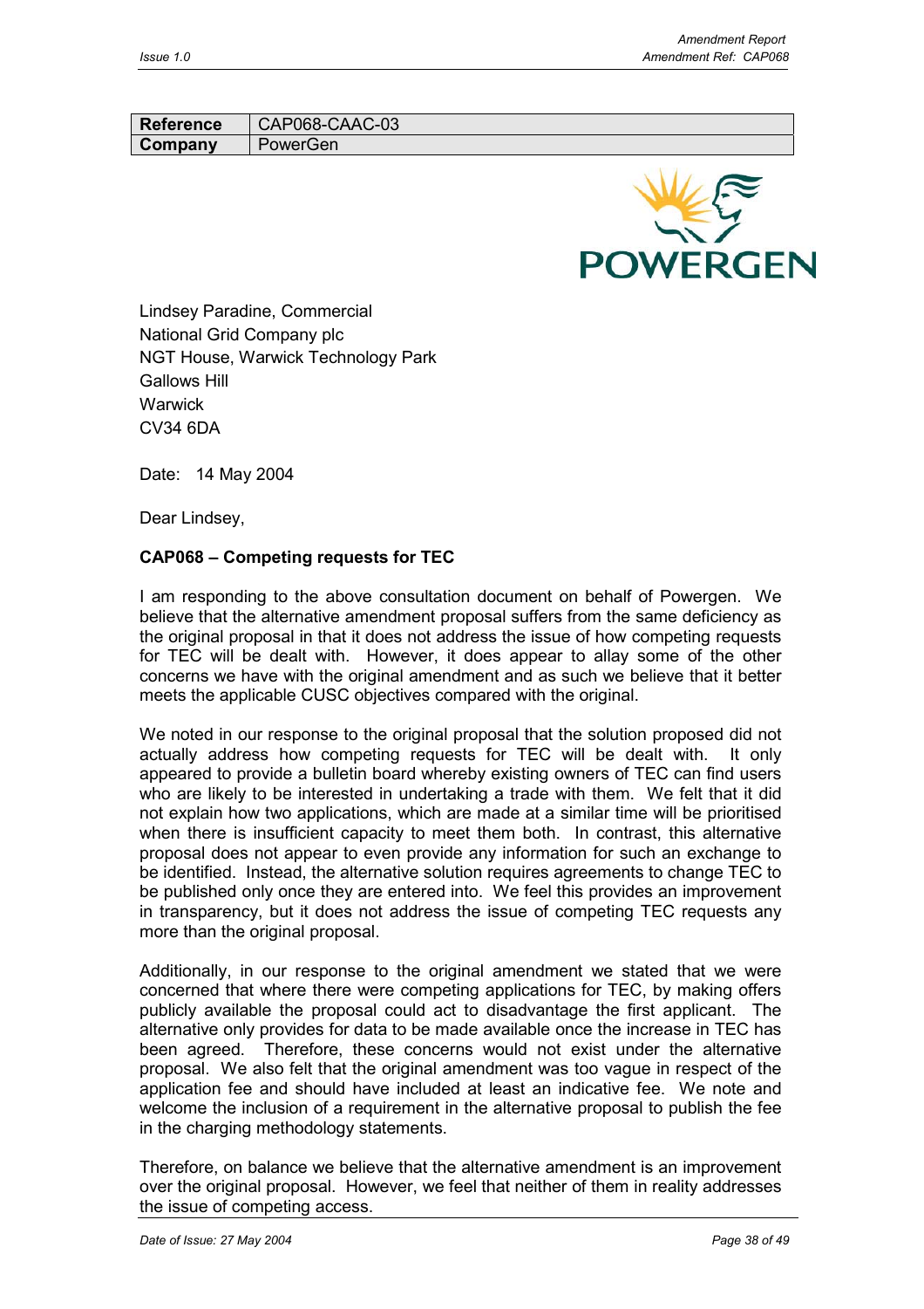| Reference | CAP068-CAAC-03 |
| --- | --- |
| Company | PowerGen |

Lindsey Paradine, Commercial
National Grid Company plc
NGT House, Warwick Technology Park
Gallows Hill
Warwick
CV34 6DA

Date: 14 May 2004

Dear Lindsey,

**CAP068 – Competing requests for TEC**

I am responding to the above consultation document on behalf of Powergen. We believe that the alternative amendment proposal suffers from the same deficiency as the original proposal in that it does not address the issue of how competing requests for TEC will be dealt with. However, it does appear to allay some of the other concerns we have with the original amendment and as such we believe that it better meets the applicable CUSC objectives compared with the original.

We noted in our response to the original proposal that the solution proposed did not actually address how competing requests for TEC will be dealt with. It only appeared to provide a bulletin board whereby existing owners of TEC can find users who are likely to be interested in undertaking a trade with them. We felt that it did not explain how two applications, which are made at a similar time will be prioritised when there is insufficient capacity to meet them both. In contrast, this alternative proposal does not appear to even provide any information for such an exchange to be identified. Instead, the alternative solution requires agreements to change TEC to be published only once they are entered into. We feel this provides an improvement in transparency, but it does not address the issue of competing TEC requests any more than the original proposal.

Additionally, in our response to the original amendment we stated that we were concerned that where there were competing applications for TEC, by making offers publicly available the proposal could act to disadvantage the first applicant. The alternative only provides for data to be made available once the increase in TEC has been agreed. Therefore, these concerns would not exist under the alternative proposal. We also felt that the original amendment was too vague in respect of the application fee and should have included at least an indicative fee. We note and welcome the inclusion of a requirement in the alternative proposal to publish the fee in the charging methodology statements.

Therefore, on balance we believe that the alternative amendment is an improvement over the original proposal. However, we feel that neither of them in reality addresses the issue of competing access.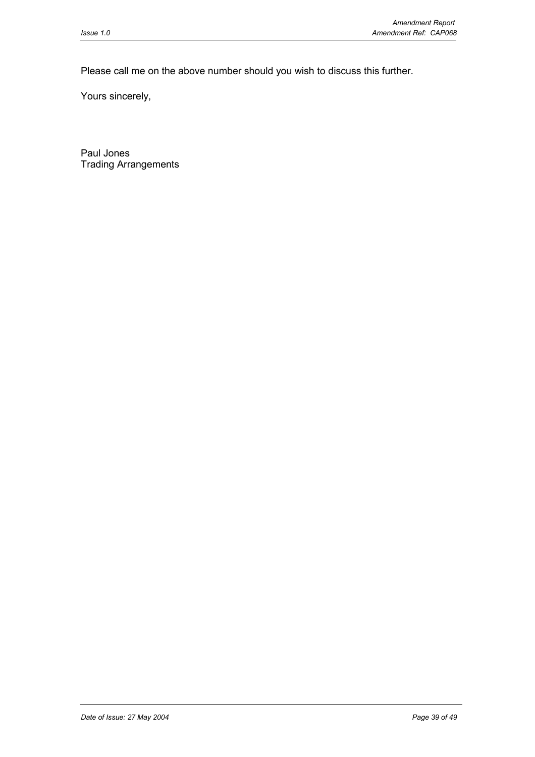Please call me on the above number should you wish to discuss this further.

Yours sincerely,

Paul Jones
Trading Arrangements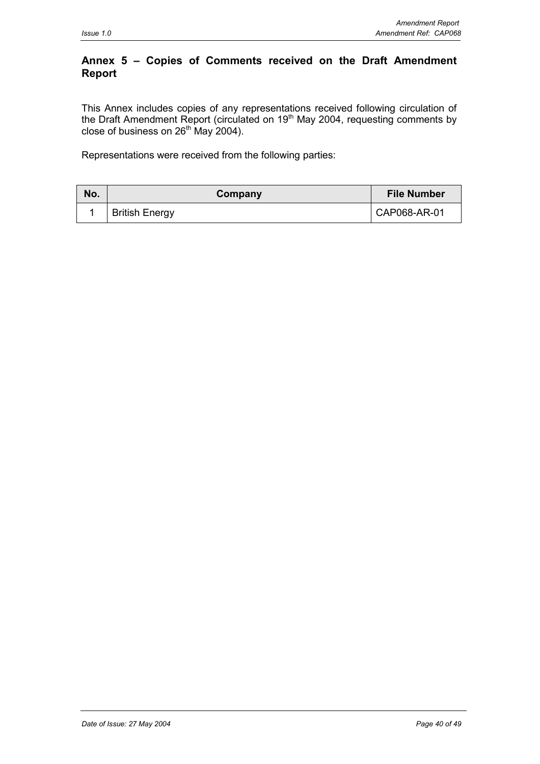## Annex 5 – Copies of Comments received on the Draft Amendment Report

This Annex includes copies of any representations received following circulation of the Draft Amendment Report (circulated on 19th May 2004, requesting comments by close of business on 26th May 2004).

Representations were received from the following parties:

| No. | Company | File Number |
|---|---|---|
| 1 | British Energy | CAP068-AR-01 |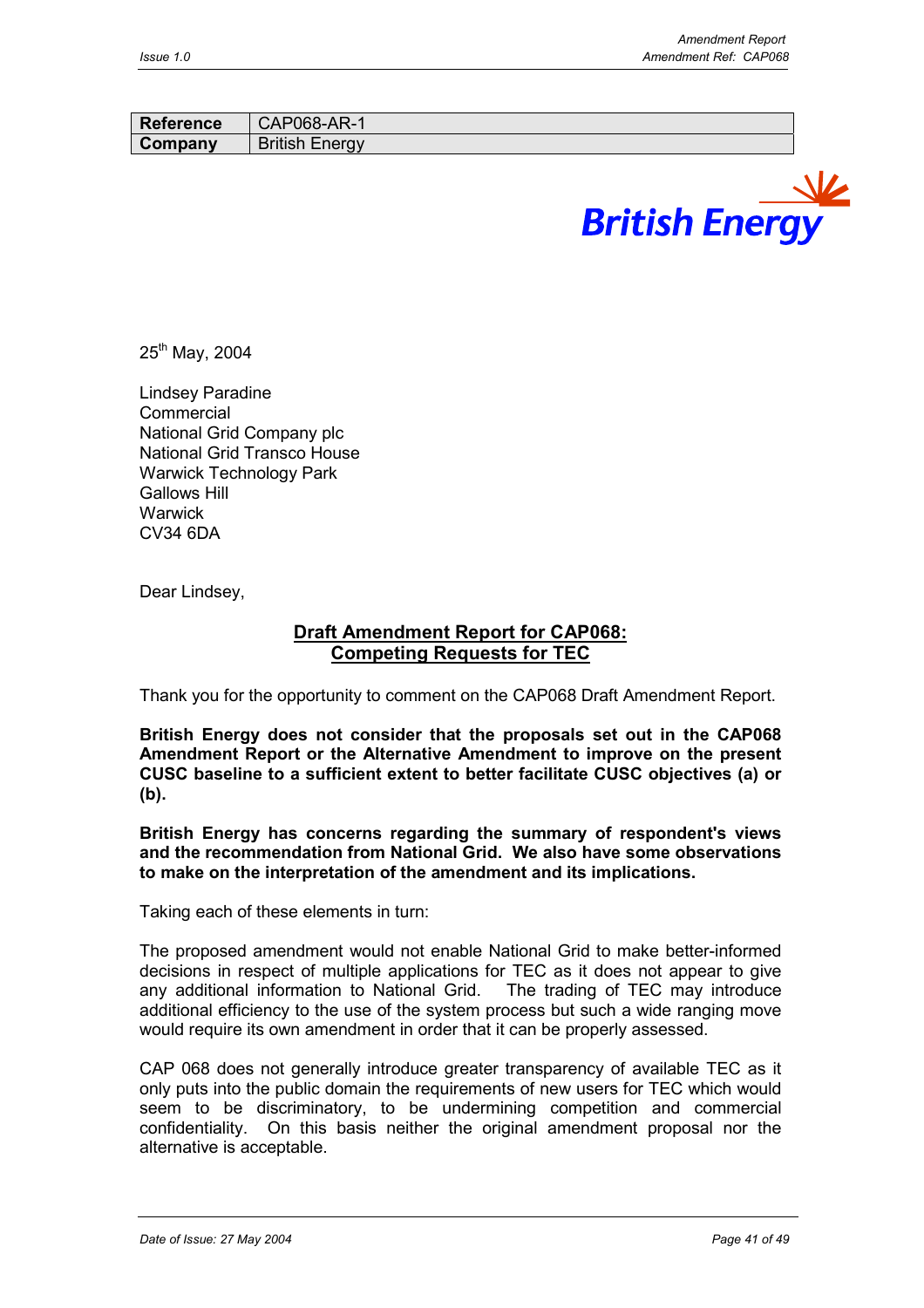| Reference | CAP068-AR-1 |
|---|---|
| Company | British Energy |

British Energy

25th May, 2004

Lindsey Paradine
Commercial
National Grid Company plc
National Grid Transco House
Warwick Technology Park
Gallows Hill
Warwick
CV34 6DA

Dear Lindsey,

**Draft Amendment Report for CAP068:**
**Competing Requests for TEC**

Thank you for the opportunity to comment on the CAP068 Draft Amendment Report.

**British Energy does not consider that the proposals set out in the CAP068 Amendment Report or the Alternative Amendment to improve on the present CUSC baseline to a sufficient extent to better facilitate CUSC objectives (a) or (b).**

**British Energy has concerns regarding the summary of respondent's views and the recommendation from National Grid. We also have some observations to make on the interpretation of the amendment and its implications.**

Taking each of these elements in turn:

The proposed amendment would not enable National Grid to make better-informed decisions in respect of multiple applications for TEC as it does not appear to give any additional information to National Grid. The trading of TEC may introduce additional efficiency to the use of the system process but such a wide ranging move would require its own amendment in order that it can be properly assessed.

CAP 068 does not generally introduce greater transparency of available TEC as it only puts into the public domain the requirements of new users for TEC which would seem to be discriminatory, to be undermining competition and commercial confidentiality. On this basis neither the original amendment proposal nor the alternative is acceptable.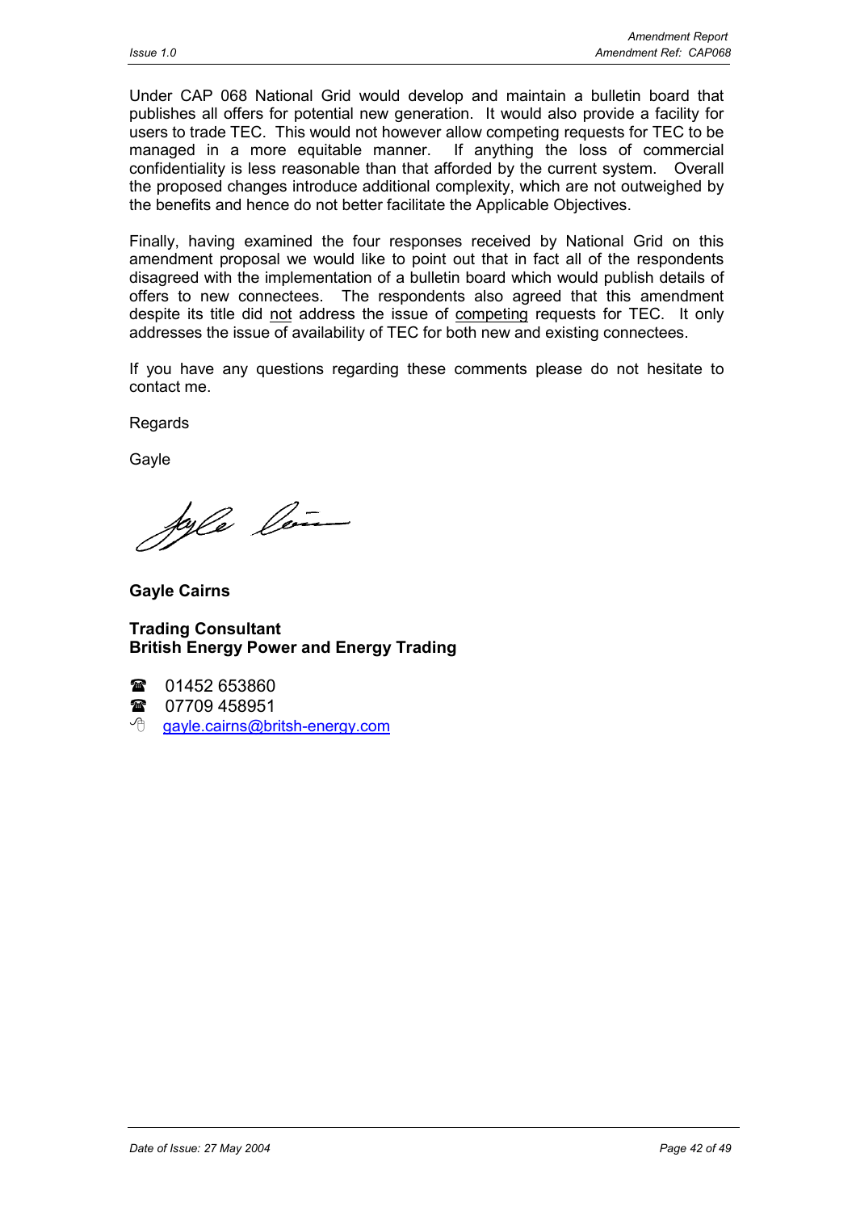Under CAP 068 National Grid would develop and maintain a bulletin board that publishes all offers for potential new generation. It would also provide a facility for users to trade TEC. This would not however allow competing requests for TEC to be managed in a more equitable manner. If anything the loss of commercial confidentiality is less reasonable than that afforded by the current system. Overall the proposed changes introduce additional complexity, which are not outweighed by the benefits and hence do not better facilitate the Applicable Objectives.

Finally, having examined the four responses received by National Grid on this amendment proposal we would like to point out that in fact all of the respondents disagreed with the implementation of a bulletin board which would publish details of offers to new connectees. The respondents also agreed that this amendment despite its title did <u>not</u> address the issue of <u>competing</u> requests for TEC. It only addresses the issue of availability of TEC for both new and existing connectees.

If you have any questions regarding these comments please do not hesitate to contact me.

Regards

Gayle

**Gayle Cairns**

**Trading Consultant**
**British Energy Power and Energy Trading**

☎ 01452 653860
☎ 07709 458951
gayle.cairns@britsh-energy.com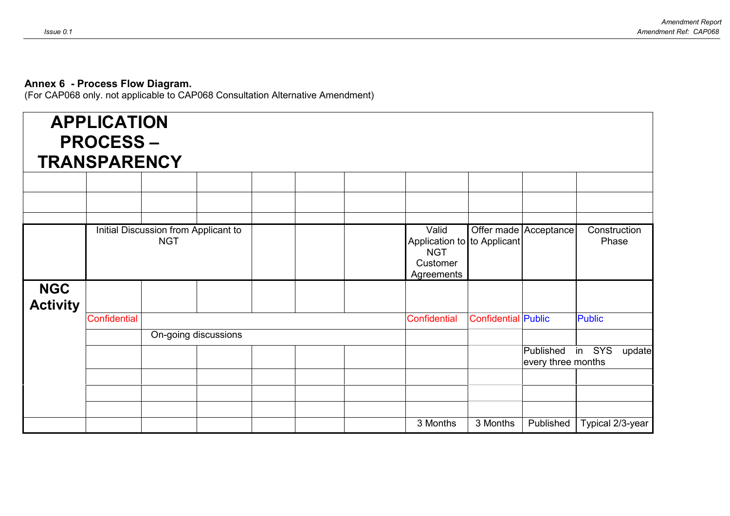**Annex 6 - Process Flow Diagram.**
(For CAP068 only. not applicable to CAP068 Consultation Alternative Amendment)

## APPLICATION PROCESS – TRANSPARENCY

| | | | | | | | | | | |
|---|---|---|---|---|---|---|---|---|---|---|
| | | | | | | | | | | |
| | | | | | | | | | | |
| | | | | | | | | | | |
| | Initial Discussion from Applicant to NGT | | | | | | Valid Application to NGT Customer Agreements | Offer made to Applicant | Acceptance | Construction Phase |
| **NGC Activity** | | | | | | | | | | |
| | Confidential | | | | | | Confidential | Confidential | Public | Public |
| | | On-going discussions | | | | | | | | |
| | | | | | | | | | Published in SYS update every three months | |
| | | | | | | | | | | |
| | | | | | | | | | | |
| | | | | | | | | | | |
| | | | | | | | 3 Months | 3 Months | Published | Typical 2/3-year |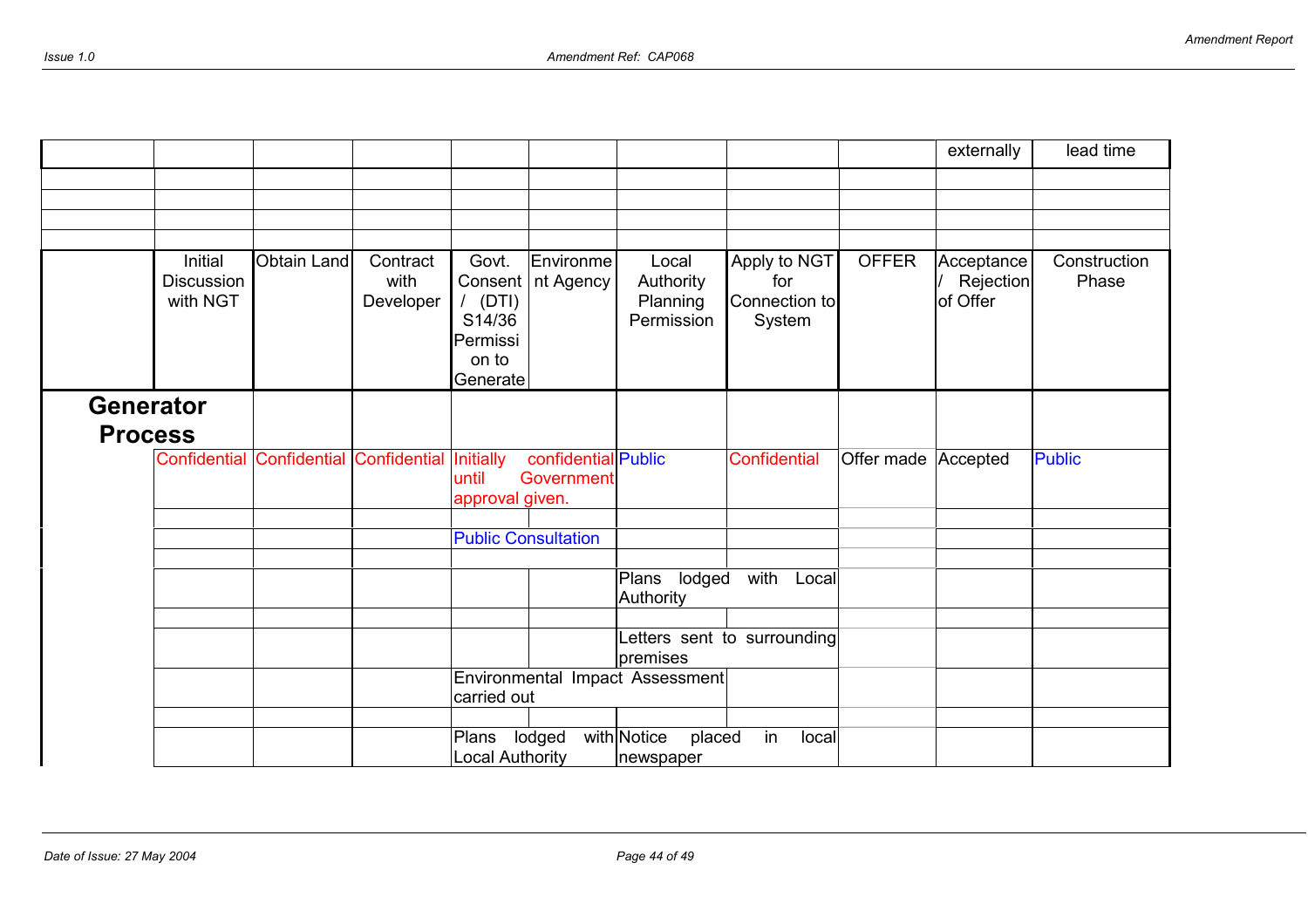| | | | | | | | | | | |
|---|---|---|---|---|---|---|---|---|---|---|
| | | | | | | | | | externally | lead time |
| | | | | | | | | | | |
| | | | | | | | | | | |
| | | | | | | | | | | |
| | | | | | | | | | | |
| | Initial Discussion with NGT | Obtain Land | Contract with Developer | Govt. Consent / (DTI) S14/36 Permission to Generate | Environment Agency | Local Authority Planning Permission | Apply to NGT for Connection to System | OFFER | Acceptance / Rejection of Offer | Construction Phase |
| **Generator Process** | | | | | | | | | | |
| | Confidential | Confidential | Confidential | Initially confidential until Government approval given. | | Public | Confidential | Offer made | Accepted | Public |
| | | | | | | | | | | |
| | | | | Public Consultation | | | | | | |
| | | | | | | | | | | |
| | | | | | | Plans lodged with Local Authority | | | | |
| | | | | | | | | | | |
| | | | | | | Letters sent to surrounding premises | | | | |
| | | | | Environmental Impact Assessment carried out | | | | | | |
| | | | | | | | | | | |
| | | | | Plans lodged with Local Authority | | Notice placed in local newspaper | | | | |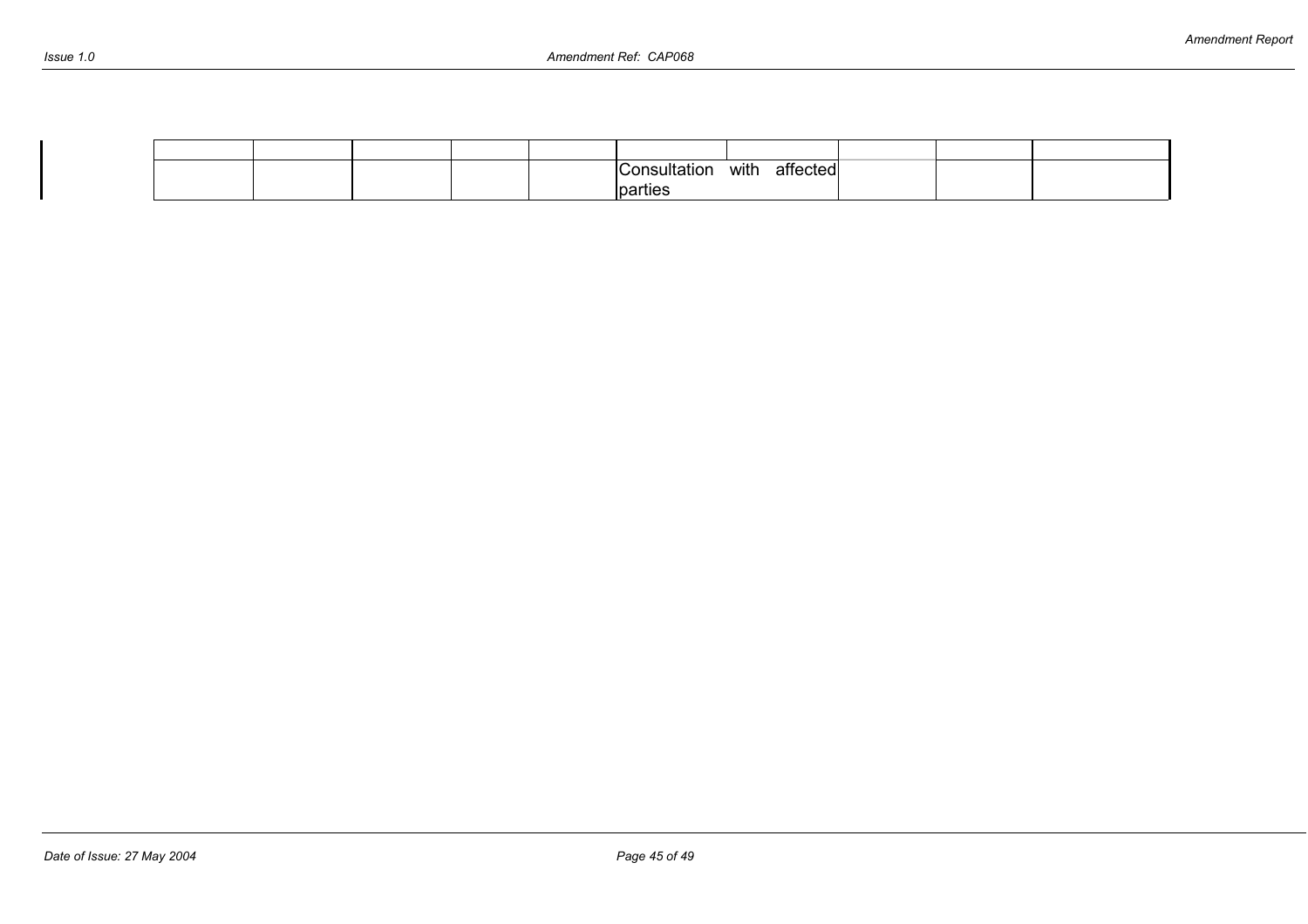| | | | | | | | | | |
|---|---|---|---|---|---|---|---|---|---|
| | | | | | Consultation with affected parties | | | | |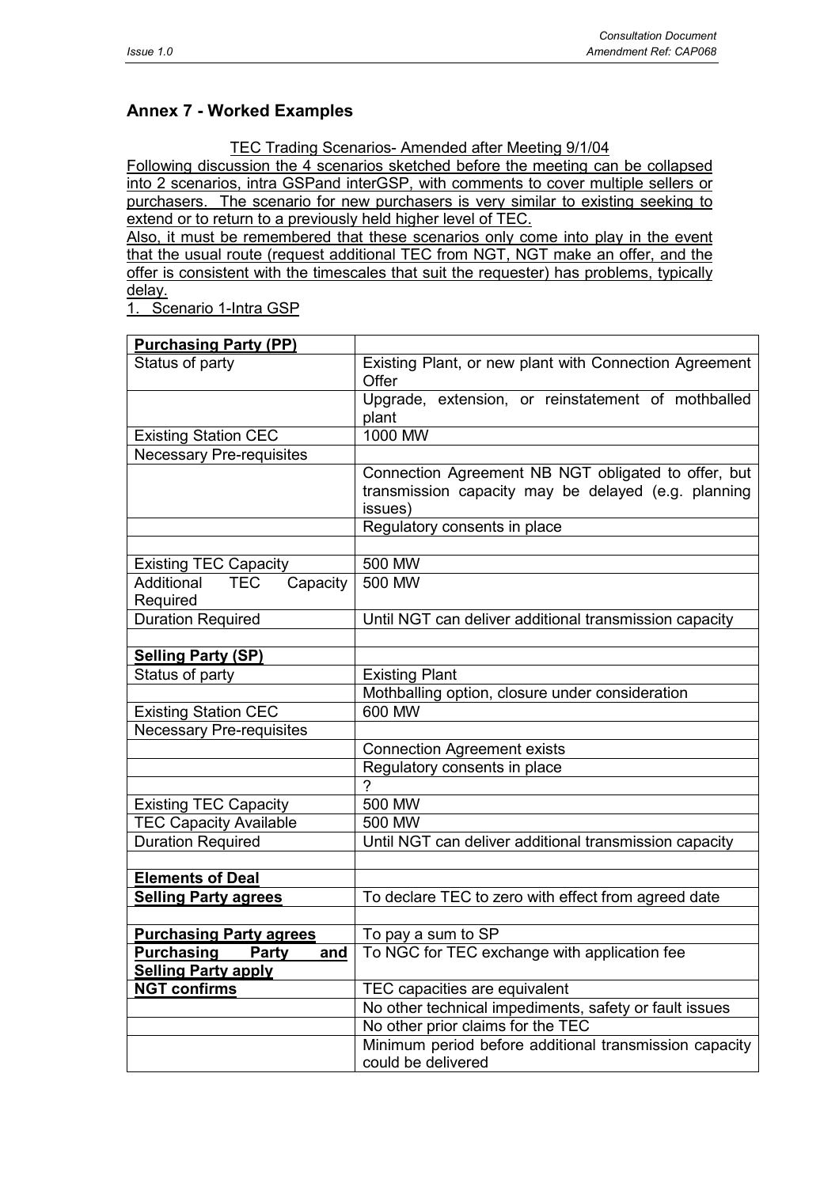## Annex 7 - Worked Examples

TEC Trading Scenarios- Amended after Meeting 9/1/04

Following discussion the 4 scenarios sketched before the meeting can be collapsed into 2 scenarios, intra GSPand interGSP, with comments to cover multiple sellers or purchasers. The scenario for new purchasers is very similar to existing seeking to extend or to return to a previously held higher level of TEC.

Also, it must be remembered that these scenarios only come into play in the event that the usual route (request additional TEC from NGT, NGT make an offer, and the offer is consistent with the timescales that suit the requester) has problems, typically delay.

1. Scenario 1-Intra GSP

| **Purchasing Party (PP)** | |
|---|---|
| Status of party | Existing Plant, or new plant with Connection Agreement Offer |
| | Upgrade, extension, or reinstatement of mothballed plant |
| Existing Station CEC | 1000 MW |
| Necessary Pre-requisites | |
| | Connection Agreement NB NGT obligated to offer, but transmission capacity may be delayed (e.g. planning issues) |
| | Regulatory consents in place |
| | |
| Existing TEC Capacity | 500 MW |
| Additional TEC Capacity Required | 500 MW |
| Duration Required | Until NGT can deliver additional transmission capacity |
| | |
| **Selling Party (SP)** | |
| Status of party | Existing Plant |
| | Mothballing option, closure under consideration |
| Existing Station CEC | 600 MW |
| Necessary Pre-requisites | |
| | Connection Agreement exists |
| | Regulatory consents in place |
| | ? |
| Existing TEC Capacity | 500 MW |
| TEC Capacity Available | 500 MW |
| Duration Required | Until NGT can deliver additional transmission capacity |
| | |
| **Elements of Deal** | |
| **Selling Party agrees** | To declare TEC to zero with effect from agreed date |
| | |
| **Purchasing Party agrees** | To pay a sum to SP |
| **Purchasing Party and Selling Party apply** | To NGC for TEC exchange with application fee |
| **NGT confirms** | TEC capacities are equivalent |
| | No other technical impediments, safety or fault issues |
| | No other prior claims for the TEC |
| | Minimum period before additional transmission capacity could be delivered |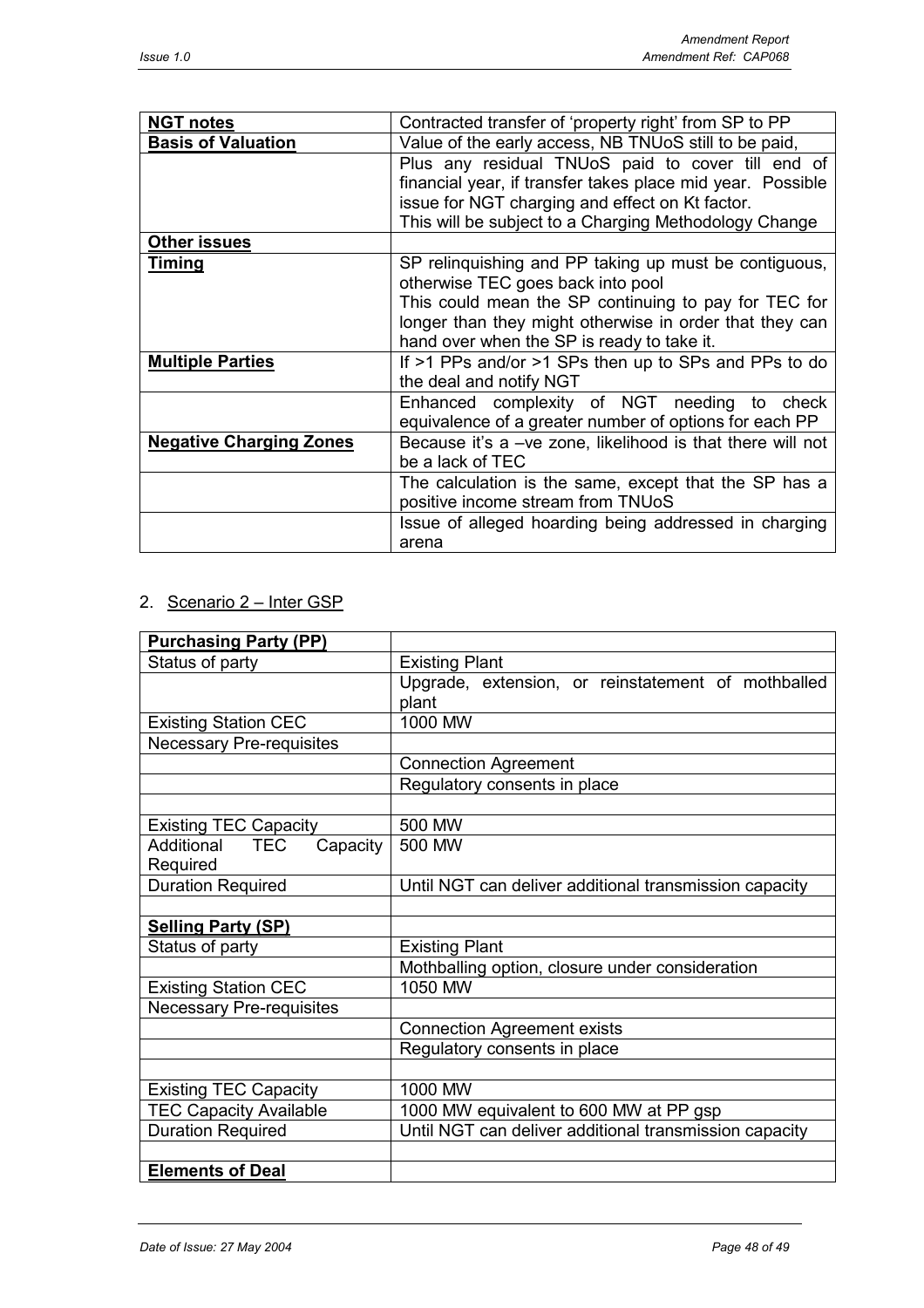| **NGT notes** | Contracted transfer of 'property right' from SP to PP |
|---|---|
| **Basis of Valuation** | Value of the early access, NB TNUoS still to be paid, |
| | Plus any residual TNUoS paid to cover till end of financial year, if transfer takes place mid year. Possible issue for NGT charging and effect on Kt factor.<br>This will be subject to a Charging Methodology Change |
| **Other issues** | |
| **Timing** | SP relinquishing and PP taking up must be contiguous, otherwise TEC goes back into pool<br>This could mean the SP continuing to pay for TEC for longer than they might otherwise in order that they can hand over when the SP is ready to take it. |
| **Multiple Parties** | If >1 PPs and/or >1 SPs then up to SPs and PPs to do the deal and notify NGT |
| | Enhanced complexity of NGT needing to check equivalence of a greater number of options for each PP |
| **Negative Charging Zones** | Because it's a –ve zone, likelihood is that there will not be a lack of TEC |
| | The calculation is the same, except that the SP has a positive income stream from TNUoS |
| | Issue of alleged hoarding being addressed in charging arena |

2. Scenario 2 – Inter GSP

| **Purchasing Party (PP)** | |
|---|---|
| Status of party | Existing Plant |
| | Upgrade, extension, or reinstatement of mothballed plant |
| Existing Station CEC | 1000 MW |
| Necessary Pre-requisites | |
| | Connection Agreement |
| | Regulatory consents in place |
| | |
| Existing TEC Capacity | 500 MW |
| Additional TEC Capacity Required | 500 MW |
| Duration Required | Until NGT can deliver additional transmission capacity |
| | |
| **Selling Party (SP)** | |
| Status of party | Existing Plant |
| | Mothballing option, closure under consideration |
| Existing Station CEC | 1050 MW |
| Necessary Pre-requisites | |
| | Connection Agreement exists |
| | Regulatory consents in place |
| | |
| Existing TEC Capacity | 1000 MW |
| TEC Capacity Available | 1000 MW equivalent to 600 MW at PP gsp |
| Duration Required | Until NGT can deliver additional transmission capacity |
| | |
| **Elements of Deal** | |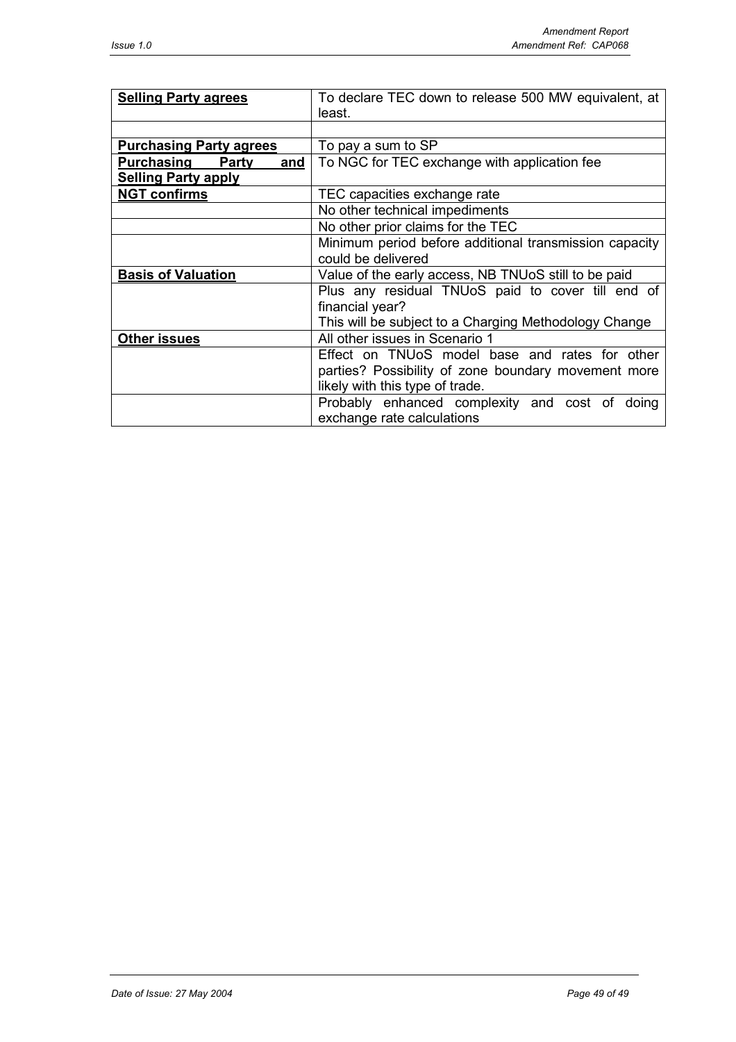| | |
|---|---|
| **Selling Party agrees** | To declare TEC down to release 500 MW equivalent, at least. |
| | |
| **Purchasing Party agrees** | To pay a sum to SP |
| **Purchasing Party and Selling Party apply** | To NGC for TEC exchange with application fee |
| **NGT confirms** | TEC capacities exchange rate |
| | No other technical impediments |
| | No other prior claims for the TEC |
| | Minimum period before additional transmission capacity could be delivered |
| **Basis of Valuation** | Value of the early access, NB TNUoS still to be paid |
| | Plus any residual TNUoS paid to cover till end of financial year?<br>This will be subject to a Charging Methodology Change |
| **Other issues** | All other issues in Scenario 1 |
| | Effect on TNUoS model base and rates for other parties? Possibility of zone boundary movement more likely with this type of trade. |
| | Probably enhanced complexity and cost of doing exchange rate calculations |